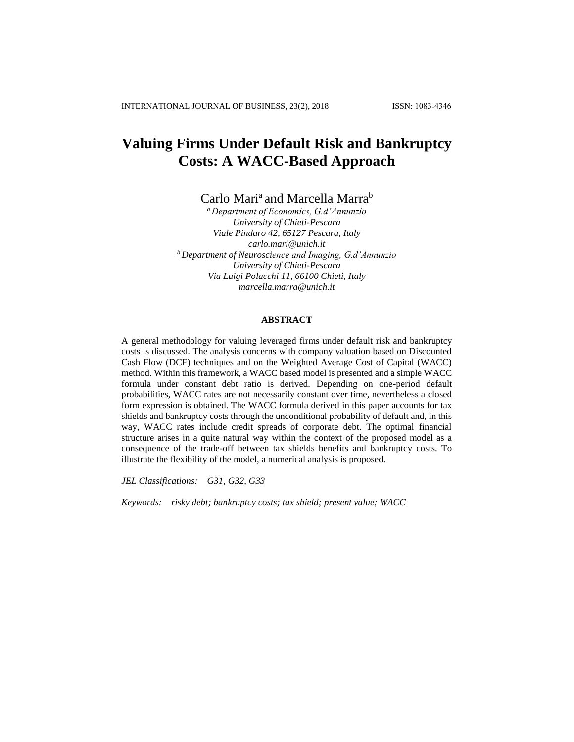# Valuing Firms Under Default Risk and Bankruptcy Costs: A WACC-Based Approach

Carlo Mari[a] and Marcella Marra[b]

[a] *Department of Economics, G.d'Annunzio University of Chieti-Pescara Viale Pindaro 42, 65127 Pescara, Italy carlo.mari@unich.it*

[b] *Department of Neuroscience and Imaging, G.d'Annunzio University of Chieti-Pescara Via Luigi Polacchi 11, 66100 Chieti, Italy marcella.marra@unich.it*

## ABSTRACT

A general methodology for valuing leveraged firms under default risk and bankruptcy costs is discussed. The analysis concerns with company valuation based on Discounted Cash Flow (DCF) techniques and on the Weighted Average Cost of Capital (WACC) method. Within this framework, a WACC based model is presented and a simple WACC formula under constant debt ratio is derived. Depending on one-period default probabilities, WACC rates are not necessarily constant over time, nevertheless a closed form expression is obtained. The WACC formula derived in this paper accounts for tax shields and bankruptcy costs through the unconditional probability of default and, in this way, WACC rates include credit spreads of corporate debt. The optimal financial structure arises in a quite natural way within the context of the proposed model as a consequence of the trade-off between tax shields benefits and bankruptcy costs. To illustrate the flexibility of the model, a numerical analysis is proposed.

*JEL Classifications:* *G31, G32, G33*

*Keywords:* *risky debt; bankruptcy costs; tax shield; present value; WACC*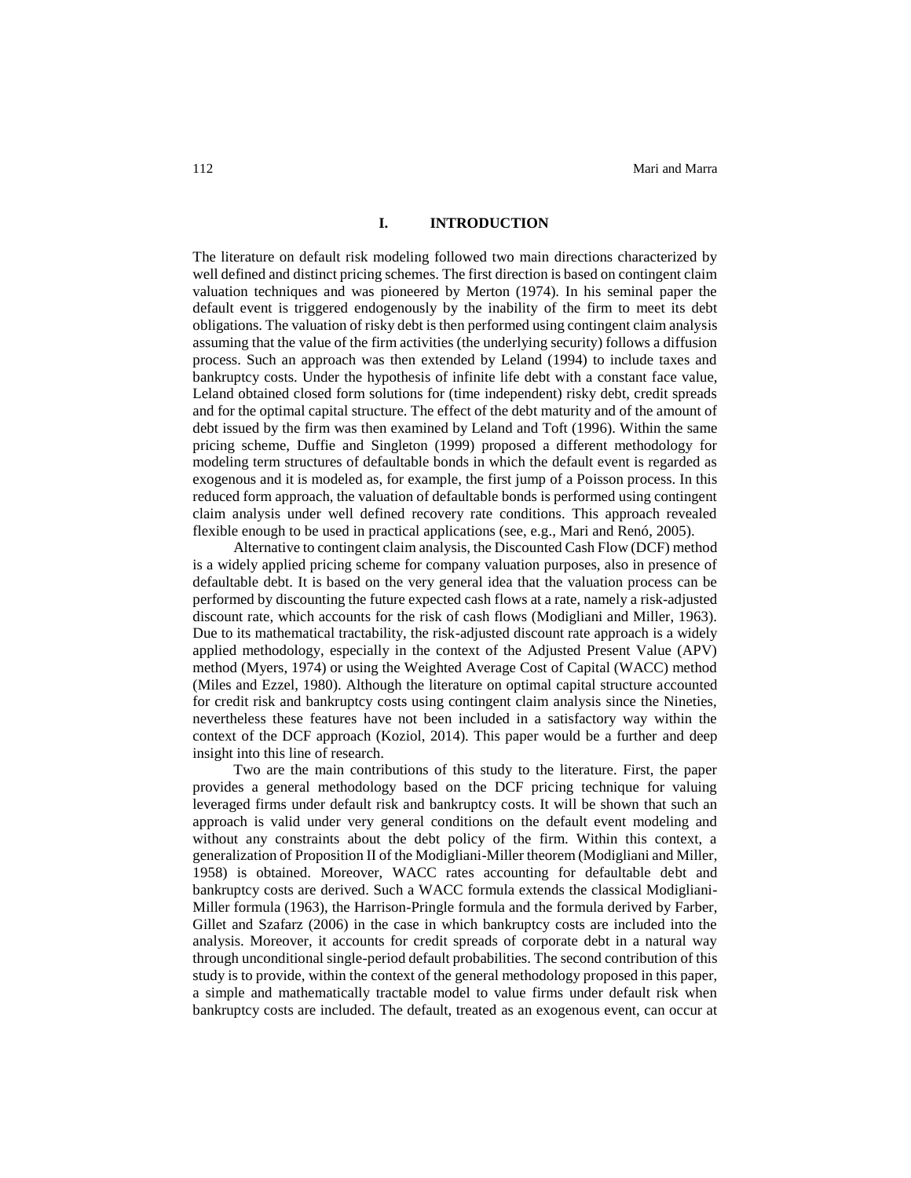## I. INTRODUCTION

The literature on default risk modeling followed two main directions characterized by well defined and distinct pricing schemes. The first direction is based on contingent claim valuation techniques and was pioneered by Merton (1974). In his seminal paper the default event is triggered endogenously by the inability of the firm to meet its debt obligations. The valuation of risky debt is then performed using contingent claim analysis assuming that the value of the firm activities (the underlying security) follows a diffusion process. Such an approach was then extended by Leland (1994) to include taxes and bankruptcy costs. Under the hypothesis of infinite life debt with a constant face value, Leland obtained closed form solutions for (time independent) risky debt, credit spreads and for the optimal capital structure. The effect of the debt maturity and of the amount of debt issued by the firm was then examined by Leland and Toft (1996). Within the same pricing scheme, Duffie and Singleton (1999) proposed a different methodology for modeling term structures of defaultable bonds in which the default event is regarded as exogenous and it is modeled as, for example, the first jump of a Poisson process. In this reduced form approach, the valuation of defaultable bonds is performed using contingent claim analysis under well defined recovery rate conditions. This approach revealed flexible enough to be used in practical applications (see, e.g., Mari and Renó, 2005).

Alternative to contingent claim analysis, the Discounted Cash Flow (DCF) method is a widely applied pricing scheme for company valuation purposes, also in presence of defaultable debt. It is based on the very general idea that the valuation process can be performed by discounting the future expected cash flows at a rate, namely a risk-adjusted discount rate, which accounts for the risk of cash flows (Modigliani and Miller, 1963). Due to its mathematical tractability, the risk-adjusted discount rate approach is a widely applied methodology, especially in the context of the Adjusted Present Value (APV) method (Myers, 1974) or using the Weighted Average Cost of Capital (WACC) method (Miles and Ezzel, 1980). Although the literature on optimal capital structure accounted for credit risk and bankruptcy costs using contingent claim analysis since the Nineties, nevertheless these features have not been included in a satisfactory way within the context of the DCF approach (Koziol, 2014). This paper would be a further and deep insight into this line of research.

Two are the main contributions of this study to the literature. First, the paper provides a general methodology based on the DCF pricing technique for valuing leveraged firms under default risk and bankruptcy costs. It will be shown that such an approach is valid under very general conditions on the default event modeling and without any constraints about the debt policy of the firm. Within this context, a generalization of Proposition II of the Modigliani-Miller theorem (Modigliani and Miller, 1958) is obtained. Moreover, WACC rates accounting for defaultable debt and bankruptcy costs are derived. Such a WACC formula extends the classical Modigliani-Miller formula (1963), the Harrison-Pringle formula and the formula derived by Farber, Gillet and Szafarz (2006) in the case in which bankruptcy costs are included into the analysis. Moreover, it accounts for credit spreads of corporate debt in a natural way through unconditional single-period default probabilities. The second contribution of this study is to provide, within the context of the general methodology proposed in this paper, a simple and mathematically tractable model to value firms under default risk when bankruptcy costs are included. The default, treated as an exogenous event, can occur at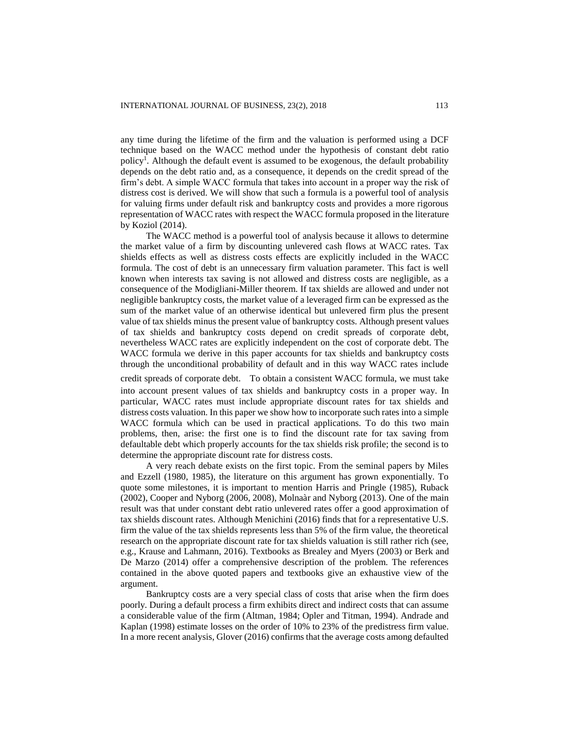any time during the lifetime of the firm and the valuation is performed using a DCF technique based on the WACC method under the hypothesis of constant debt ratio policy[1]. Although the default event is assumed to be exogenous, the default probability depends on the debt ratio and, as a consequence, it depends on the credit spread of the firm's debt. A simple WACC formula that takes into account in a proper way the risk of distress cost is derived. We will show that such a formula is a powerful tool of analysis for valuing firms under default risk and bankruptcy costs and provides a more rigorous representation of WACC rates with respect the WACC formula proposed in the literature by Koziol (2014).

The WACC method is a powerful tool of analysis because it allows to determine the market value of a firm by discounting unlevered cash flows at WACC rates. Tax shields effects as well as distress costs effects are explicitly included in the WACC formula. The cost of debt is an unnecessary firm valuation parameter. This fact is well known when interests tax saving is not allowed and distress costs are negligible, as a consequence of the Modigliani-Miller theorem. If tax shields are allowed and under not negligible bankruptcy costs, the market value of a leveraged firm can be expressed as the sum of the market value of an otherwise identical but unlevered firm plus the present value of tax shields minus the present value of bankruptcy costs. Although present values of tax shields and bankruptcy costs depend on credit spreads of corporate debt, nevertheless WACC rates are explicitly independent on the cost of corporate debt. The WACC formula we derive in this paper accounts for tax shields and bankruptcy costs through the unconditional probability of default and in this way WACC rates include credit spreads of corporate debt. To obtain a consistent WACC formula, we must take into account present values of tax shields and bankruptcy costs in a proper way. In particular, WACC rates must include appropriate discount rates for tax shields and distress costs valuation. In this paper we show how to incorporate such rates into a simple WACC formula which can be used in practical applications. To do this two main problems, then, arise: the first one is to find the discount rate for tax saving from defaultable debt which properly accounts for the tax shields risk profile; the second is to determine the appropriate discount rate for distress costs.

A very reach debate exists on the first topic. From the seminal papers by Miles and Ezzell (1980, 1985), the literature on this argument has grown exponentially. To quote some milestones, it is important to mention Harris and Pringle (1985), Ruback (2002), Cooper and Nyborg (2006, 2008), Molnaàr and Nyborg (2013). One of the main result was that under constant debt ratio unlevered rates offer a good approximation of tax shields discount rates. Although Menichini (2016) finds that for a representative U.S. firm the value of the tax shields represents less than 5% of the firm value, the theoretical research on the appropriate discount rate for tax shields valuation is still rather rich (see, e.g., Krause and Lahmann, 2016). Textbooks as Brealey and Myers (2003) or Berk and De Marzo (2014) offer a comprehensive description of the problem. The references contained in the above quoted papers and textbooks give an exhaustive view of the argument.

Bankruptcy costs are a very special class of costs that arise when the firm does poorly. During a default process a firm exhibits direct and indirect costs that can assume a considerable value of the firm (Altman, 1984; Opler and Titman, 1994). Andrade and Kaplan (1998) estimate losses on the order of 10% to 23% of the predistress firm value. In a more recent analysis, Glover (2016) confirms that the average costs among defaulted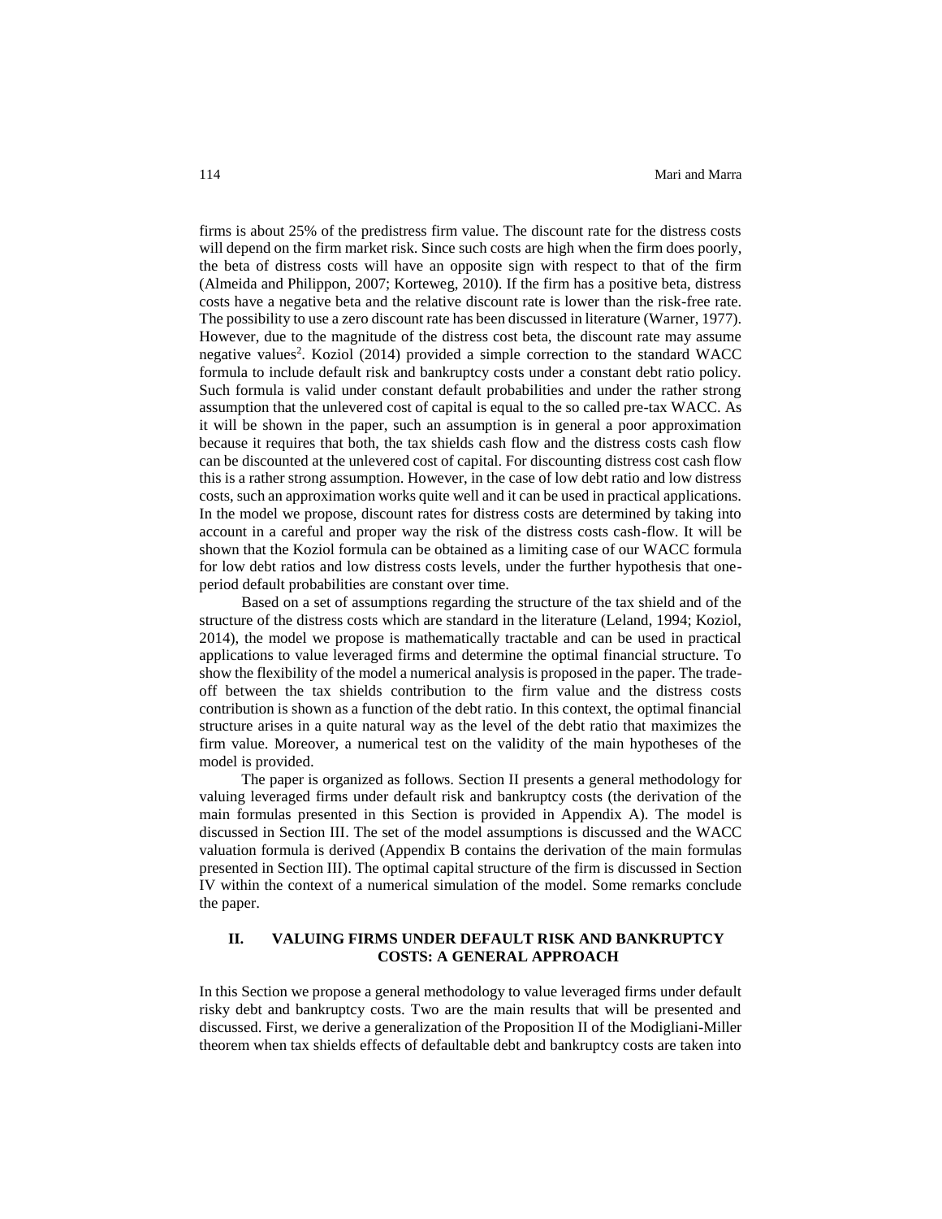firms is about 25% of the predistress firm value. The discount rate for the distress costs will depend on the firm market risk. Since such costs are high when the firm does poorly, the beta of distress costs will have an opposite sign with respect to that of the firm (Almeida and Philippon, 2007; Korteweg, 2010). If the firm has a positive beta, distress costs have a negative beta and the relative discount rate is lower than the risk-free rate. The possibility to use a zero discount rate has been discussed in literature (Warner, 1977). However, due to the magnitude of the distress cost beta, the discount rate may assume negative values[2]. Koziol (2014) provided a simple correction to the standard WACC formula to include default risk and bankruptcy costs under a constant debt ratio policy. Such formula is valid under constant default probabilities and under the rather strong assumption that the unlevered cost of capital is equal to the so called pre-tax WACC. As it will be shown in the paper, such an assumption is in general a poor approximation because it requires that both, the tax shields cash flow and the distress costs cash flow can be discounted at the unlevered cost of capital. For discounting distress cost cash flow this is a rather strong assumption. However, in the case of low debt ratio and low distress costs, such an approximation works quite well and it can be used in practical applications. In the model we propose, discount rates for distress costs are determined by taking into account in a careful and proper way the risk of the distress costs cash-flow. It will be shown that the Koziol formula can be obtained as a limiting case of our WACC formula for low debt ratios and low distress costs levels, under the further hypothesis that one-period default probabilities are constant over time.

Based on a set of assumptions regarding the structure of the tax shield and of the structure of the distress costs which are standard in the literature (Leland, 1994; Koziol, 2014), the model we propose is mathematically tractable and can be used in practical applications to value leveraged firms and determine the optimal financial structure. To show the flexibility of the model a numerical analysis is proposed in the paper. The trade-off between the tax shields contribution to the firm value and the distress costs contribution is shown as a function of the debt ratio. In this context, the optimal financial structure arises in a quite natural way as the level of the debt ratio that maximizes the firm value. Moreover, a numerical test on the validity of the main hypotheses of the model is provided.

The paper is organized as follows. Section II presents a general methodology for valuing leveraged firms under default risk and bankruptcy costs (the derivation of the main formulas presented in this Section is provided in Appendix A). The model is discussed in Section III. The set of the model assumptions is discussed and the WACC valuation formula is derived (Appendix B contains the derivation of the main formulas presented in Section III). The optimal capital structure of the firm is discussed in Section IV within the context of a numerical simulation of the model. Some remarks conclude the paper.

## II. VALUING FIRMS UNDER DEFAULT RISK AND BANKRUPTCY COSTS: A GENERAL APPROACH

In this Section we propose a general methodology to value leveraged firms under default risky debt and bankruptcy costs. Two are the main results that will be presented and discussed. First, we derive a generalization of the Proposition II of the Modigliani-Miller theorem when tax shields effects of defaultable debt and bankruptcy costs are taken into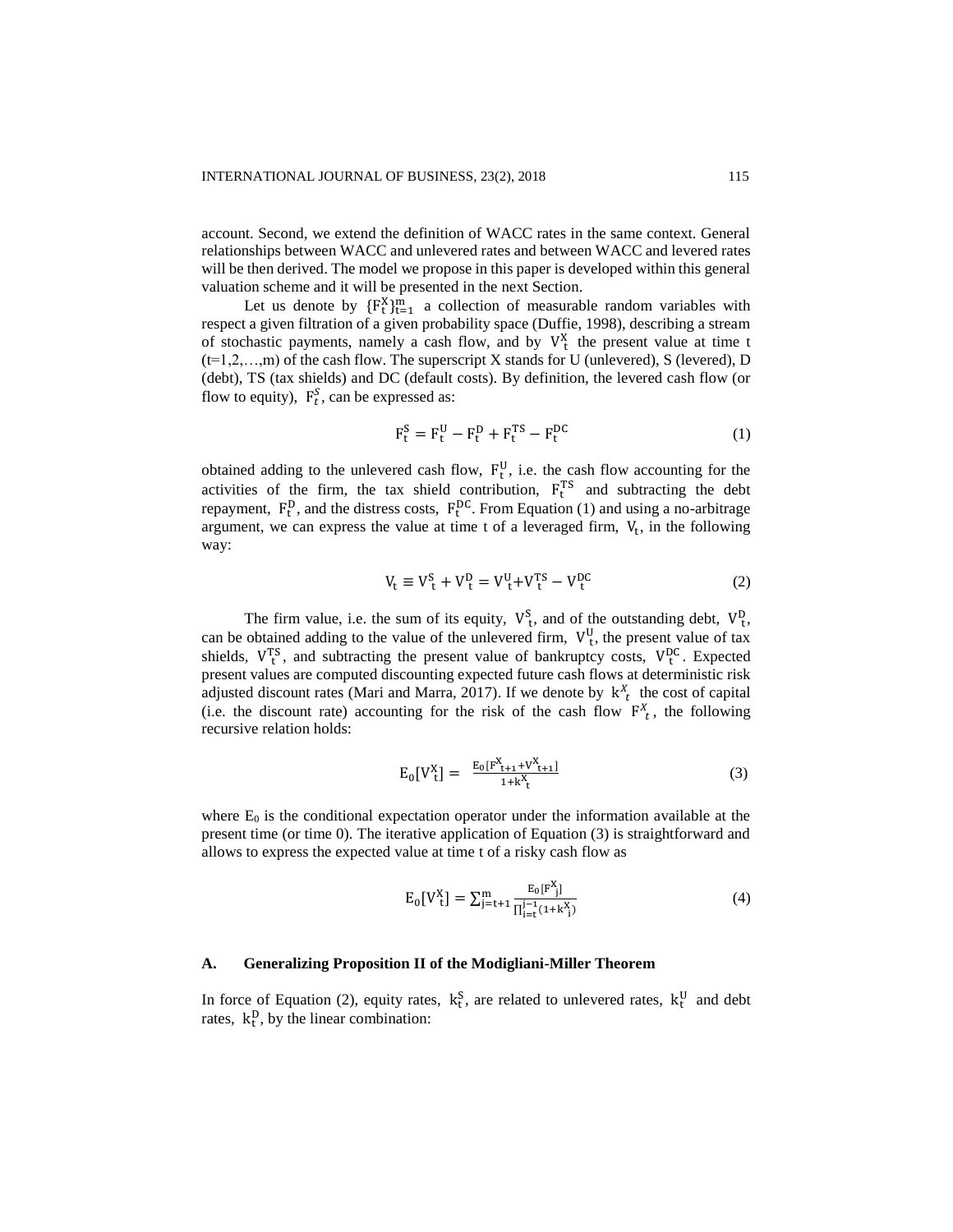account. Second, we extend the definition of WACC rates in the same context. General relationships between WACC and unlevered rates and between WACC and levered rates will be then derived. The model we propose in this paper is developed within this general valuation scheme and it will be presented in the next Section.

Let us denote by $\{F_t^X\}_{t=1}^m$ a collection of measurable random variables with respect a given filtration of a given probability space (Duffie, 1998), describing a stream of stochastic payments, namely a cash flow, and by $V_t^X$ the present value at time t (t=1,2,…,m) of the cash flow. The superscript X stands for U (unlevered), S (levered), D (debt), TS (tax shields) and DC (default costs). By definition, the levered cash flow (or flow to equity), $F_t^S$, can be expressed as:

$$F_t^S = F_t^U - F_t^D + F_t^{TS} - F_t^{DC} \tag{1}$$

obtained adding to the unlevered cash flow, $F_t^U$, i.e. the cash flow accounting for the activities of the firm, the tax shield contribution, $F_t^{TS}$ and subtracting the debt repayment, $F_t^D$, and the distress costs, $F_t^{DC}$. From Equation (1) and using a no-arbitrage argument, we can express the value at time t of a leveraged firm, $V_t$, in the following way:

$$V_t \equiv V_t^S + V_t^D = V_t^U + V_t^{TS} - V_t^{DC} \tag{2}$$

The firm value, i.e. the sum of its equity, $V_t^S$, and of the outstanding debt, $V_t^D$, can be obtained adding to the value of the unlevered firm, $V_t^U$, the present value of tax shields, $V_t^{TS}$, and subtracting the present value of bankruptcy costs, $V_t^{DC}$. Expected present values are computed discounting expected future cash flows at deterministic risk adjusted discount rates (Mari and Marra, 2017). If we denote by $k_t^X$ the cost of capital (i.e. the discount rate) accounting for the risk of the cash flow $F_t^X$, the following recursive relation holds:

$$E_0[V_t^X] = \frac{E_0[F_{t+1}^X + V_{t+1}^X]}{1 + k_t^X} \tag{3}$$

where $E_0$ is the conditional expectation operator under the information available at the present time (or time 0). The iterative application of Equation (3) is straightforward and allows to express the expected value at time t of a risky cash flow as

$$E_0[V_t^X] = \sum_{j=t+1}^{m} \frac{E_0[F_j^X]}{\prod_{i=t}^{j-1}(1 + k_i^X)} \tag{4}$$

### A. Generalizing Proposition II of the Modigliani-Miller Theorem

In force of Equation (2), equity rates, $k_t^S$, are related to unlevered rates, $k_t^U$ and debt rates, $k_t^D$, by the linear combination: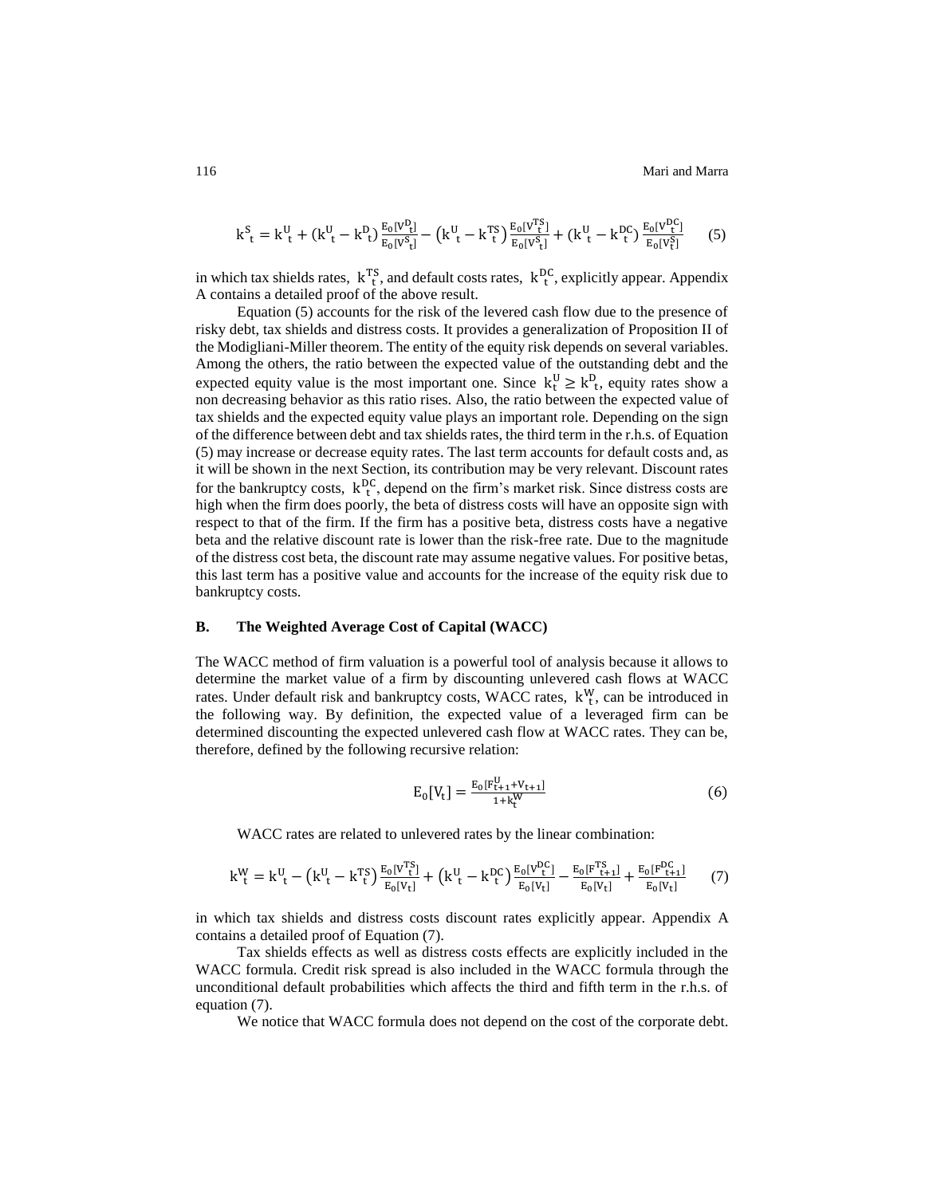$$k^{S}_{t} = k^{U}_{t} + (k^{U}_{t} - k^{D}_{t})\frac{E_0[V^{D}_{t}]}{E_0[V^{S}_{t}]} - (k^{U}_{t} - k^{TS}_{t})\frac{E_0[V^{TS}_{t}]}{E_0[V^{S}_{t}]} + (k^{U}_{t} - k^{DC}_{t})\frac{E_0[V^{DC}_{t}]}{E_0[V^{S}_{t}]} \tag{5}$$

in which tax shields rates, $k^{TS}_{t}$, and default costs rates, $k^{DC}_{t}$, explicitly appear. Appendix A contains a detailed proof of the above result.

Equation (5) accounts for the risk of the levered cash flow due to the presence of risky debt, tax shields and distress costs. It provides a generalization of Proposition II of the Modigliani-Miller theorem. The entity of the equity risk depends on several variables. Among the others, the ratio between the expected value of the outstanding debt and the expected equity value is the most important one. Since $k^{U}_{t} \geq k^{D}_{t}$, equity rates show a non decreasing behavior as this ratio rises. Also, the ratio between the expected value of tax shields and the expected equity value plays an important role. Depending on the sign of the difference between debt and tax shields rates, the third term in the r.h.s. of Equation (5) may increase or decrease equity rates. The last term accounts for default costs and, as it will be shown in the next Section, its contribution may be very relevant. Discount rates for the bankruptcy costs, $k^{DC}_{t}$, depend on the firm's market risk. Since distress costs are high when the firm does poorly, the beta of distress costs will have an opposite sign with respect to that of the firm. If the firm has a positive beta, distress costs have a negative beta and the relative discount rate is lower than the risk-free rate. Due to the magnitude of the distress cost beta, the discount rate may assume negative values. For positive betas, this last term has a positive value and accounts for the increase of the equity risk due to bankruptcy costs.

### B. The Weighted Average Cost of Capital (WACC)

The WACC method of firm valuation is a powerful tool of analysis because it allows to determine the market value of a firm by discounting unlevered cash flows at WACC rates. Under default risk and bankruptcy costs, WACC rates, $k^{W}_{t}$, can be introduced in the following way. By definition, the expected value of a leveraged firm can be determined discounting the expected unlevered cash flow at WACC rates. They can be, therefore, defined by the following recursive relation:

$$E_0[V_t] = \frac{E_0[F^{U}_{t+1} + V_{t+1}]}{1 + k^{W}_{t}} \tag{6}$$

WACC rates are related to unlevered rates by the linear combination:

$$k^{W}_{t} = k^{U}_{t} - (k^{U}_{t} - k^{TS}_{t})\frac{E_0[V^{TS}_{t}]}{E_0[V_t]} + (k^{U}_{t} - k^{DC}_{t})\frac{E_0[V^{DC}_{t}]}{E_0[V_t]} - \frac{E_0[F^{TS}_{t+1}]}{E_0[V_t]} + \frac{E_0[F^{DC}_{t+1}]}{E_0[V_t]} \tag{7}$$

in which tax shields and distress costs discount rates explicitly appear. Appendix A contains a detailed proof of Equation (7).

Tax shields effects as well as distress costs effects are explicitly included in the WACC formula. Credit risk spread is also included in the WACC formula through the unconditional default probabilities which affects the third and fifth term in the r.h.s. of equation (7).

We notice that WACC formula does not depend on the cost of the corporate debt.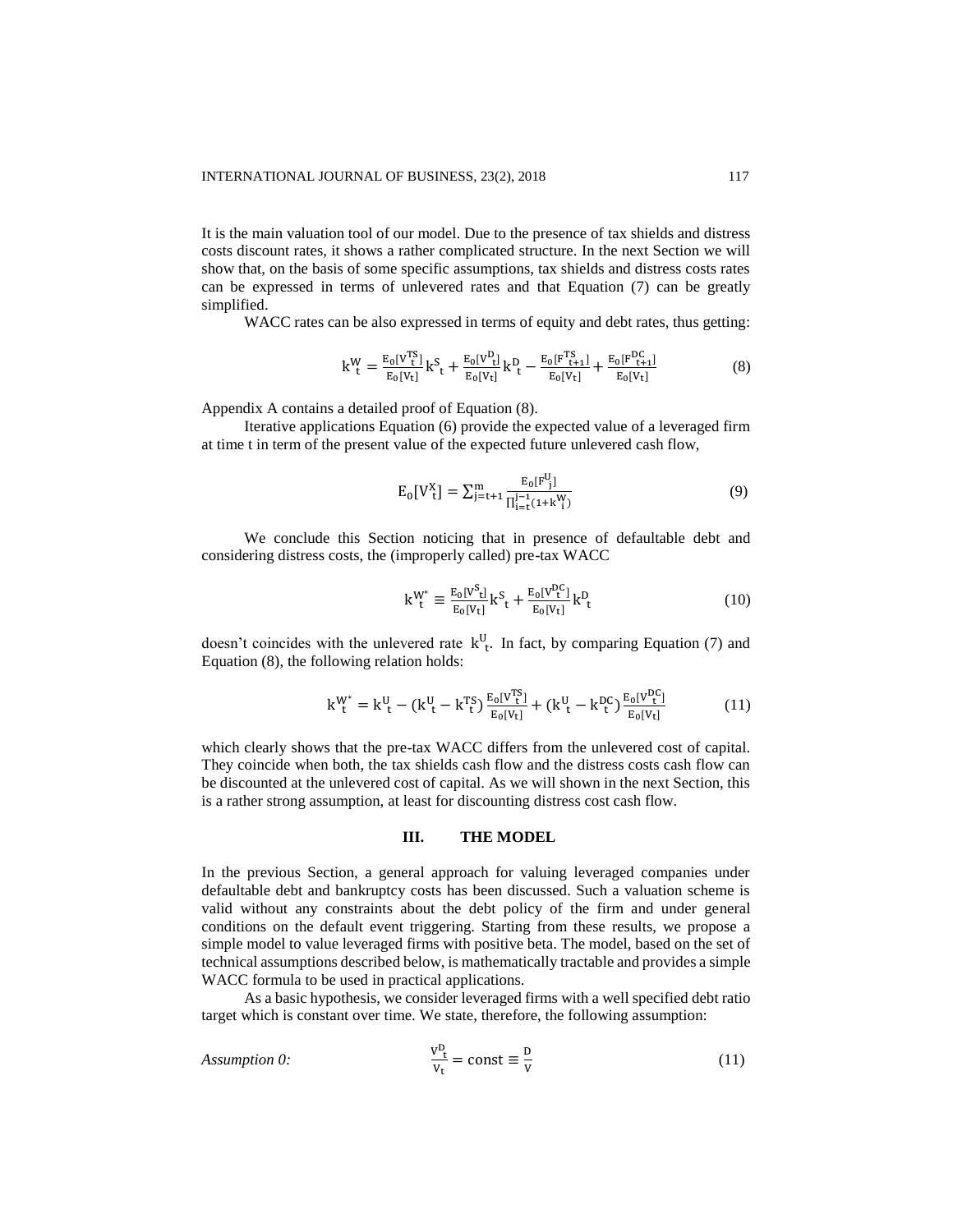It is the main valuation tool of our model. Due to the presence of tax shields and distress costs discount rates, it shows a rather complicated structure. In the next Section we will show that, on the basis of some specific assumptions, tax shields and distress costs rates can be expressed in terms of unlevered rates and that Equation (7) can be greatly simplified.

WACC rates can be also expressed in terms of equity and debt rates, thus getting:

$$k^W_t = \frac{E_0[V^{TS}_t]}{E_0[V_t]} k^S{}_t + \frac{E_0[V^D_t]}{E_0[V_t]} k^D{}_t - \frac{E_0[F^{TS}_{t+1}]}{E_0[V_t]} + \frac{E_0[F^{DC}_{t+1}]}{E_0[V_t]} \tag{8}$$

Appendix A contains a detailed proof of Equation (8).

Iterative applications Equation (6) provide the expected value of a leveraged firm at time t in term of the present value of the expected future unlevered cash flow,

$$E_0[V^X_t] = \sum_{j=t+1}^{m} \frac{E_0[F^U_j]}{\prod_{i=t}^{j-1}(1+k^W_i)} \tag{9}$$

We conclude this Section noticing that in presence of defaultable debt and considering distress costs, the (improperly called) pre-tax WACC

$$k^{W^*}_t \equiv \frac{E_0[V^S{}_t]}{E_0[V_t]} k^S{}_t + \frac{E_0[V^{DC}_t]}{E_0[V_t]} k^D_t \tag{10}$$

doesn't coincides with the unlevered rate $k^U{}_t$. In fact, by comparing Equation (7) and Equation (8), the following relation holds:

$$k^{W^*}_t = k^U{}_t - (k^U{}_t - k^{TS}_t) \frac{E_0[V^{TS}_t]}{E_0[V_t]} + (k^U{}_t - k^{DC}_t) \frac{E_0[V^{DC}_t]}{E_0[V_t]} \tag{11}$$

which clearly shows that the pre-tax WACC differs from the unlevered cost of capital. They coincide when both, the tax shields cash flow and the distress costs cash flow can be discounted at the unlevered cost of capital. As we will shown in the next Section, this is a rather strong assumption, at least for discounting distress cost cash flow.

## III. THE MODEL

In the previous Section, a general approach for valuing leveraged companies under defaultable debt and bankruptcy costs has been discussed. Such a valuation scheme is valid without any constraints about the debt policy of the firm and under general conditions on the default event triggering. Starting from these results, we propose a simple model to value leveraged firms with positive beta. The model, based on the set of technical assumptions described below, is mathematically tractable and provides a simple WACC formula to be used in practical applications.

As a basic hypothesis, we consider leveraged firms with a well specified debt ratio target which is constant over time. We state, therefore, the following assumption:

*Assumption 0:*

$$\frac{V^D_t}{V_t} = \text{const} \equiv \frac{D}{V} \tag{11}$$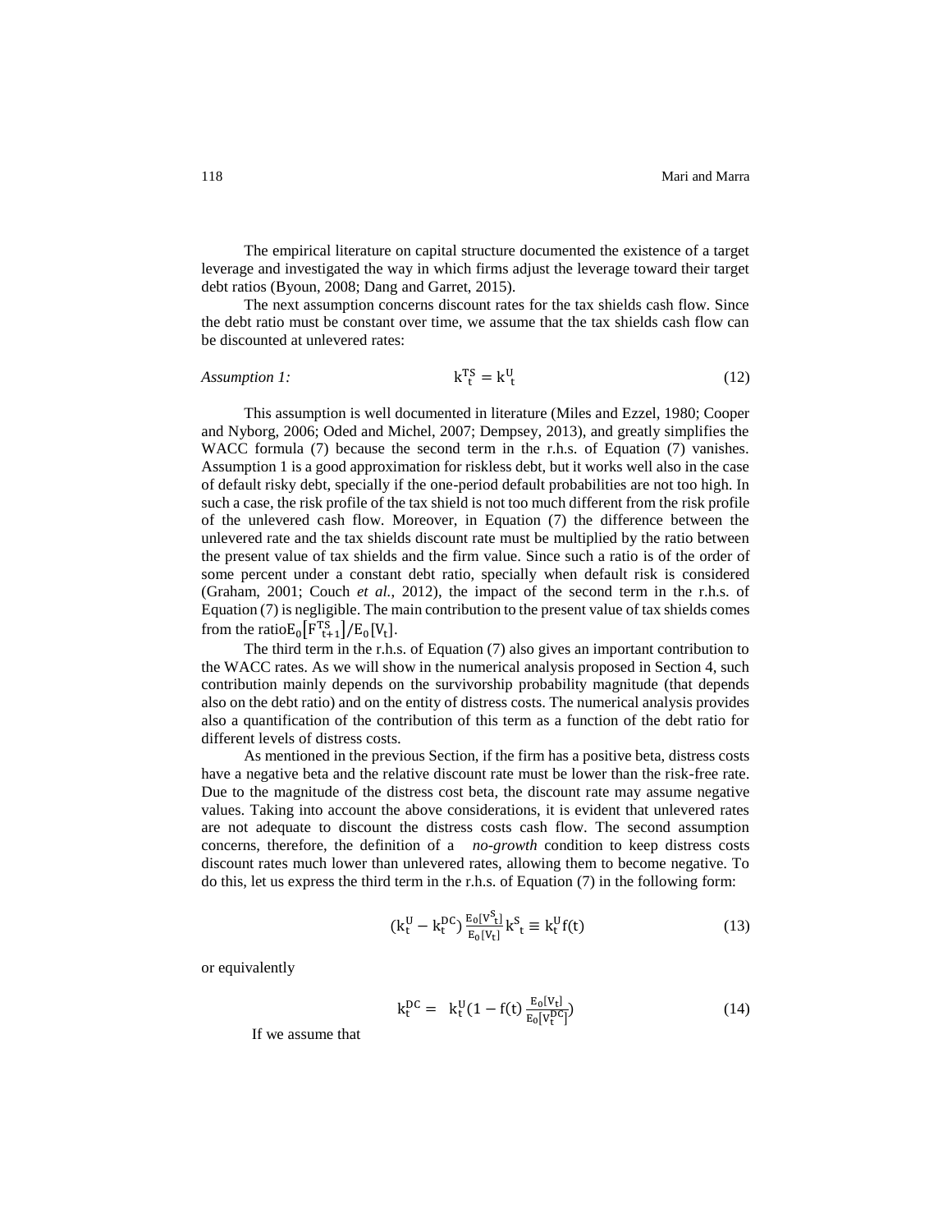The empirical literature on capital structure documented the existence of a target leverage and investigated the way in which firms adjust the leverage toward their target debt ratios (Byoun, 2008; Dang and Garret, 2015).

The next assumption concerns discount rates for the tax shields cash flow. Since the debt ratio must be constant over time, we assume that the tax shields cash flow can be discounted at unlevered rates:

*Assumption 1:*
$$k_t^{TS} = k^U{}_t \tag{12}$$

This assumption is well documented in literature (Miles and Ezzel, 1980; Cooper and Nyborg, 2006; Oded and Michel, 2007; Dempsey, 2013), and greatly simplifies the WACC formula (7) because the second term in the r.h.s. of Equation (7) vanishes. Assumption 1 is a good approximation for riskless debt, but it works well also in the case of default risky debt, specially if the one-period default probabilities are not too high. In such a case, the risk profile of the tax shield is not too much different from the risk profile of the unlevered cash flow. Moreover, in Equation (7) the difference between the unlevered rate and the tax shields discount rate must be multiplied by the ratio between the present value of tax shields and the firm value. Since such a ratio is of the order of some percent under a constant debt ratio, specially when default risk is considered (Graham, 2001; Couch *et al.*, 2012), the impact of the second term in the r.h.s. of Equation (7) is negligible. The main contribution to the present value of tax shields comes from the ratio $E_0\left[F_{t+1}^{TS}\right]/E_0[V_t]$.

The third term in the r.h.s. of Equation (7) also gives an important contribution to the WACC rates. As we will show in the numerical analysis proposed in Section 4, such contribution mainly depends on the survivorship probability magnitude (that depends also on the debt ratio) and on the entity of distress costs. The numerical analysis provides also a quantification of the contribution of this term as a function of the debt ratio for different levels of distress costs.

As mentioned in the previous Section, if the firm has a positive beta, distress costs have a negative beta and the relative discount rate must be lower than the risk-free rate. Due to the magnitude of the distress cost beta, the discount rate may assume negative values. Taking into account the above considerations, it is evident that unlevered rates are not adequate to discount the distress costs cash flow. The second assumption concerns, therefore, the definition of a *no-growth* condition to keep distress costs discount rates much lower than unlevered rates, allowing them to become negative. To do this, let us express the third term in the r.h.s. of Equation (7) in the following form:

$$\left(k_t^U - k_t^{DC}\right)\frac{E_0[V^S{}_t]}{E_0[V_t]}k^S{}_t \equiv k_t^U f(t) \tag{13}$$

or equivalently

$$k_t^{DC} = k_t^U\left(1 - f(t)\frac{E_0[V_t]}{E_0[V_t^{DC}]}\right) \tag{14}$$

If we assume that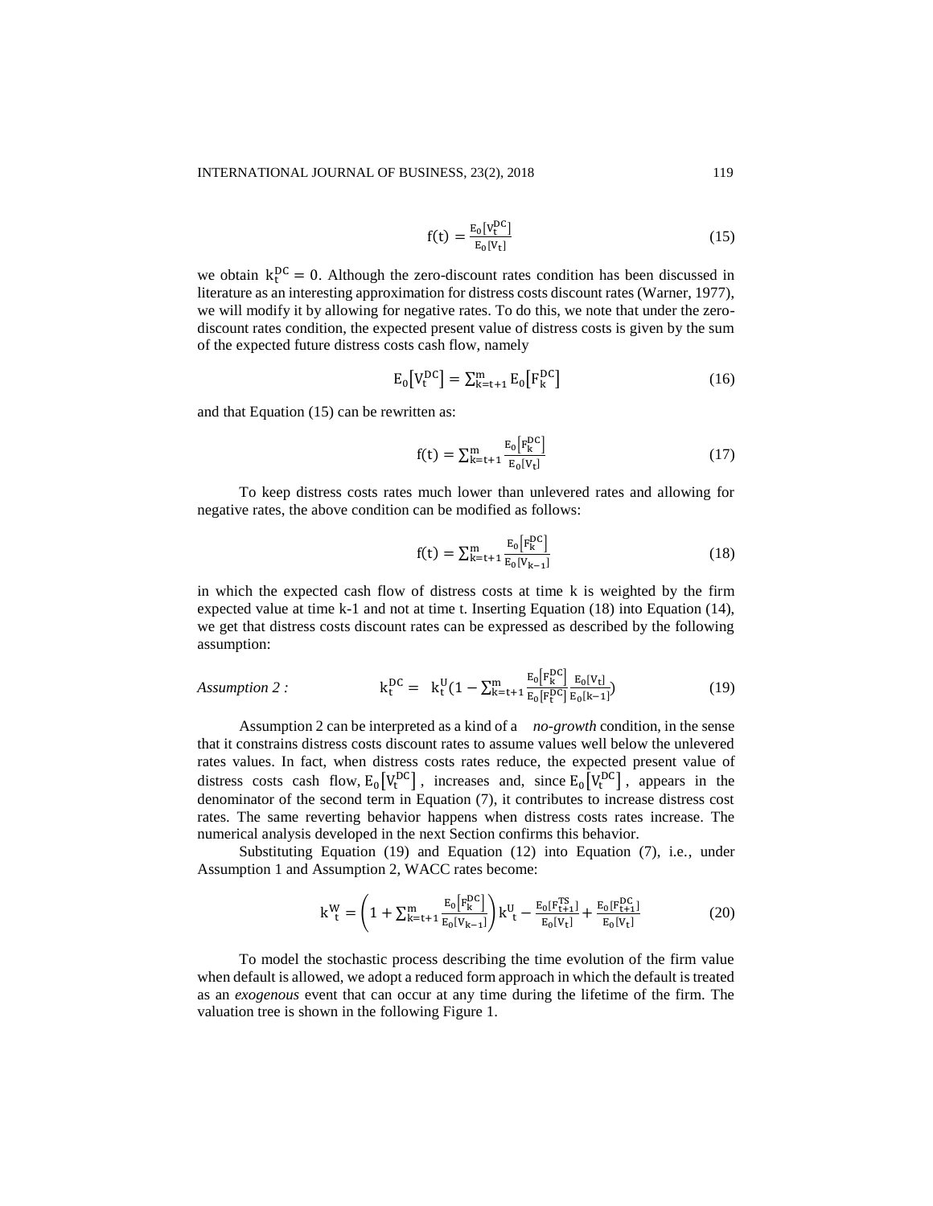$$f(t) = \frac{E_0[V_t^{DC}]}{E_0[V_t]} \tag{15}$$

we obtain $k_t^{DC} = 0$. Although the zero-discount rates condition has been discussed in literature as an interesting approximation for distress costs discount rates (Warner, 1977), we will modify it by allowing for negative rates. To do this, we note that under the zero-discount rates condition, the expected present value of distress costs is given by the sum of the expected future distress costs cash flow, namely

$$E_0[V_t^{DC}] = \sum_{k=t+1}^{m} E_0[F_k^{DC}] \tag{16}$$

and that Equation (15) can be rewritten as:

$$f(t) = \sum_{k=t+1}^{m} \frac{E_0[F_k^{DC}]}{E_0[V_t]} \tag{17}$$

To keep distress costs rates much lower than unlevered rates and allowing for negative rates, the above condition can be modified as follows:

$$f(t) = \sum_{k=t+1}^{m} \frac{E_0[F_k^{DC}]}{E_0[V_{k-1}]} \tag{18}$$

in which the expected cash flow of distress costs at time k is weighted by the firm expected value at time k-1 and not at time t. Inserting Equation (18) into Equation (14), we get that distress costs discount rates can be expressed as described by the following assumption:

*Assumption 2 :*

$$k_t^{DC} = k_t^{U}\left(1 - \sum_{k=t+1}^{m} \frac{E_0[F_k^{DC}]}{E_0[F_t^{DC}]} \frac{E_0[V_t]}{E_0[k-1]}\right) \tag{19}$$

Assumption 2 can be interpreted as a kind of a *no-growth* condition, in the sense that it constrains distress costs discount rates to assume values well below the unlevered rates values. In fact, when distress costs rates reduce, the expected present value of distress costs cash flow, $E_0[V_t^{DC}]$, increases and, since $E_0[V_t^{DC}]$, appears in the denominator of the second term in Equation (7), it contributes to increase distress cost rates. The same reverting behavior happens when distress costs rates increase. The numerical analysis developed in the next Section confirms this behavior.

Substituting Equation (19) and Equation (12) into Equation (7), i.e., under Assumption 1 and Assumption 2, WACC rates become:

$$k_t^{W} = \left(1 + \sum_{k=t+1}^{m} \frac{E_0[F_k^{DC}]}{E_0[V_{k-1}]}\right) k_t^{U} - \frac{E_0[F_{t+1}^{TS}]}{E_0[V_t]} + \frac{E_0[F_{t+1}^{DC}]}{E_0[V_t]} \tag{20}$$

To model the stochastic process describing the time evolution of the firm value when default is allowed, we adopt a reduced form approach in which the default is treated as an *exogenous* event that can occur at any time during the lifetime of the firm. The valuation tree is shown in the following Figure 1.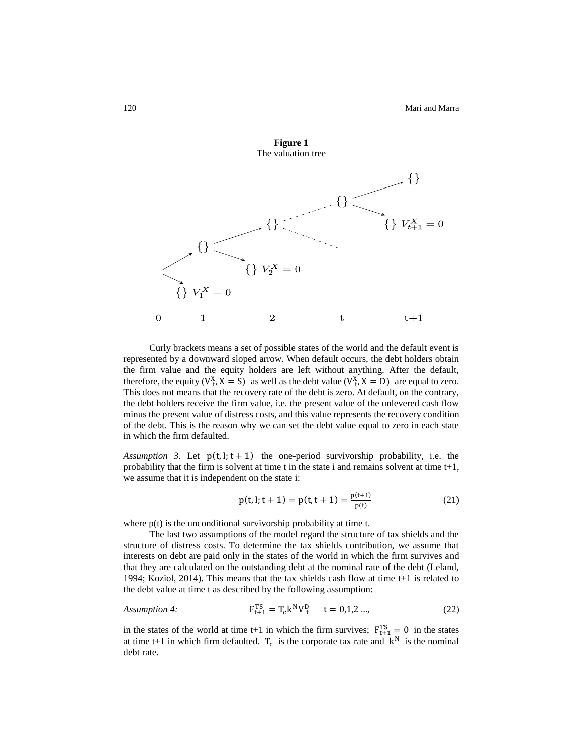**Figure 1**
The valuation tree

Curly brackets means a set of possible states of the world and the default event is represented by a downward sloped arrow. When default occurs, the debt holders obtain the firm value and the equity holders are left without anything. After the default, therefore, the equity ($V_t^X, X = S$) as well as the debt value ($V_t^X, X = D$) are equal to zero. This does not means that the recovery rate of the debt is zero. At default, on the contrary, the debt holders receive the firm value, i.e. the present value of the unlevered cash flow minus the present value of distress costs, and this value represents the recovery condition of the debt. This is the reason why we can set the debt value equal to zero in each state in which the firm defaulted.

*Assumption 3.* Let $p(t, I; t + 1)$ the one-period survivorship probability, i.e. the probability that the firm is solvent at time t in the state i and remains solvent at time t+1, we assume that it is independent on the state i:

$$p(t, I; t + 1) = p(t, t + 1) = \frac{p(t+1)}{p(t)} \tag{21}$$

where p(t) is the unconditional survivorship probability at time t.

The last two assumptions of the model regard the structure of tax shields and the structure of distress costs. To determine the tax shields contribution, we assume that interests on debt are paid only in the states of the world in which the firm survives and that they are calculated on the outstanding debt at the nominal rate of the debt (Leland, 1994; Koziol, 2014). This means that the tax shields cash flow at time t+1 is related to the debt value at time t as described by the following assumption:

*Assumption 4:*

$$F_{t+1}^{TS} = T_c k^N V_t^D \quad t = 0,1,2 \ldots, \tag{22}$$

in the states of the world at time t+1 in which the firm survives; $F_{t+1}^{TS} = 0$ in the states at time t+1 in which firm defaulted. $T_c$ is the corporate tax rate and $k^N$ is the nominal debt rate.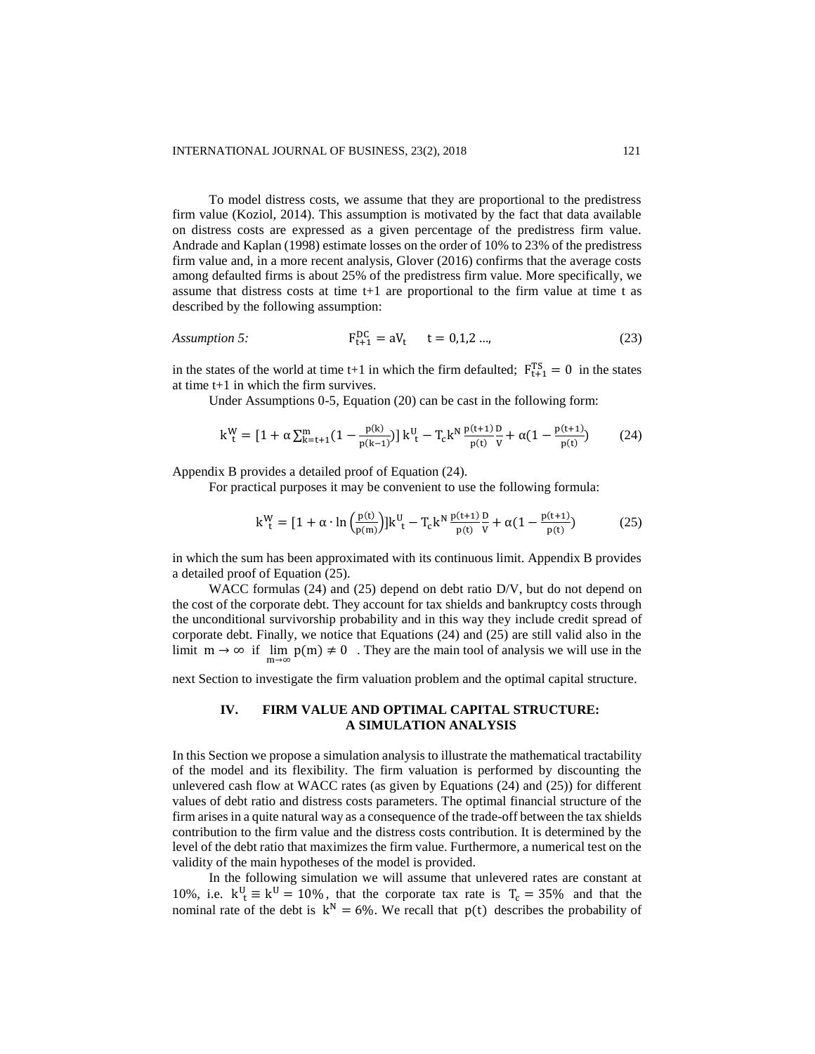To model distress costs, we assume that they are proportional to the predistress firm value (Koziol, 2014). This assumption is motivated by the fact that data available on distress costs are expressed as a given percentage of the predistress firm value. Andrade and Kaplan (1998) estimate losses on the order of 10% to 23% of the predistress firm value and, in a more recent analysis, Glover (2016) confirms that the average costs among defaulted firms is about 25% of the predistress firm value. More specifically, we assume that distress costs at time t+1 are proportional to the firm value at time t as described by the following assumption:

*Assumption 5:*

$$F_{t+1}^{DC} = aV_t \qquad t = 0,1,2 \ldots, \tag{23}$$

in the states of the world at time t+1 in which the firm defaulted; $F_{t+1}^{TS} = 0$ in the states at time t+1 in which the firm survives.

Under Assumptions 0-5, Equation (20) can be cast in the following form:

$$k_t^W = [1 + \alpha \sum_{k=t+1}^{m} (1 - \frac{p(k)}{p(k-1)})]\, k_t^U - T_c k^N \frac{p(t+1)}{p(t)} \frac{D}{V} + \alpha(1 - \frac{p(t+1)}{p(t)}) \tag{24}$$

Appendix B provides a detailed proof of Equation (24).

For practical purposes it may be convenient to use the following formula:

$$k_t^W = [1 + \alpha \cdot \ln\left(\frac{p(t)}{p(m)}\right)] k_t^U - T_c k^N \frac{p(t+1)}{p(t)} \frac{D}{V} + \alpha(1 - \frac{p(t+1)}{p(t)}) \tag{25}$$

in which the sum has been approximated with its continuous limit. Appendix B provides a detailed proof of Equation (25).

WACC formulas (24) and (25) depend on debt ratio D/V, but do not depend on the cost of the corporate debt. They account for tax shields and bankruptcy costs through the unconditional survivorship probability and in this way they include credit spread of corporate debt. Finally, we notice that Equations (24) and (25) are still valid also in the limit $m \to \infty$ if $\lim_{m\to\infty} p(m) \neq 0$ . They are the main tool of analysis we will use in the next Section to investigate the firm valuation problem and the optimal capital structure.

## IV. FIRM VALUE AND OPTIMAL CAPITAL STRUCTURE: A SIMULATION ANALYSIS

In this Section we propose a simulation analysis to illustrate the mathematical tractability of the model and its flexibility. The firm valuation is performed by discounting the unlevered cash flow at WACC rates (as given by Equations (24) and (25)) for different values of debt ratio and distress costs parameters. The optimal financial structure of the firm arises in a quite natural way as a consequence of the trade-off between the tax shields contribution to the firm value and the distress costs contribution. It is determined by the level of the debt ratio that maximizes the firm value. Furthermore, a numerical test on the validity of the main hypotheses of the model is provided.

In the following simulation we will assume that unlevered rates are constant at 10%, i.e. $k_t^U \equiv k^U = 10\%$, that the corporate tax rate is $T_c = 35\%$ and that the nominal rate of the debt is $k^N = 6\%$. We recall that $p(t)$ describes the probability of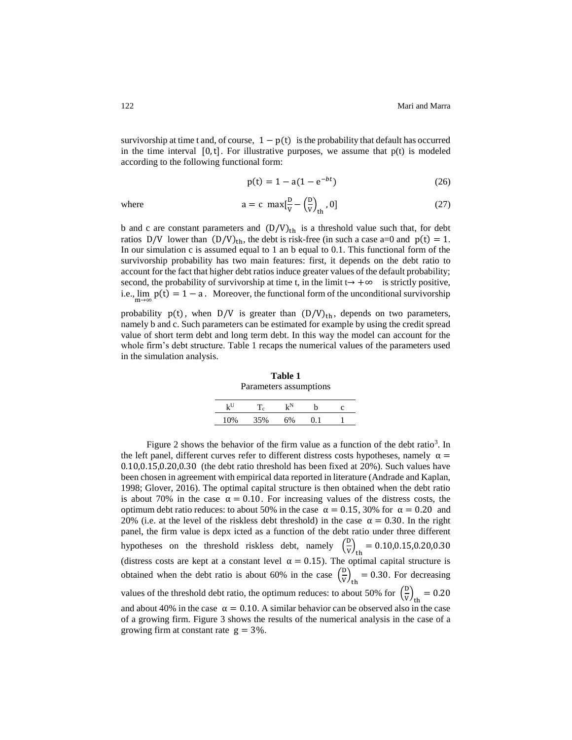survivorship at time t and, of course, $1 - p(t)$ is the probability that default has occurred in the time interval $[0, t]$. For illustrative purposes, we assume that p(t) is modeled according to the following functional form:

$$p(t) = 1 - a(1 - e^{-bt}) \tag{26}$$

where

$$a = c \ \max[\frac{D}{V} - \left(\frac{D}{V}\right)_{th}, 0] \tag{27}$$

b and c are constant parameters and $(D/V)_{th}$ is a threshold value such that, for debt ratios $D/V$ lower than $(D/V)_{th}$, the debt is risk-free (in such a case a=0 and $p(t) = 1$. In our simulation c is assumed equal to 1 an b equal to 0.1. This functional form of the survivorship probability has two main features: first, it depends on the debt ratio to account for the fact that higher debt ratios induce greater values of the default probability; second, the probability of survivorship at time t, in the limit $t \rightarrow +\infty$ is strictly positive, i.e., $\lim_{m\rightarrow\infty} p(t) = 1 - a$. Moreover, the functional form of the unconditional survivorship probability $p(t)$, when $D/V$ is greater than $(D/V)_{th}$, depends on two parameters, namely b and c. Such parameters can be estimated for example by using the credit spread value of short term debt and long term debt. In this way the model can account for the whole firm's debt structure. Table 1 recaps the numerical values of the parameters used in the simulation analysis.

**Table 1**
Parameters assumptions

| $k^U$ | $T_c$ | $k^N$ | b | c |
|---|---|---|---|---|
| 10% | 35% | 6% | 0.1 | 1 |

Figure 2 shows the behavior of the firm value as a function of the debt ratio[3]. In the left panel, different curves refer to different distress costs hypotheses, namely $\alpha = 0.10, 0.15, 0.20, 0.30$ (the debt ratio threshold has been fixed at 20%). Such values have been chosen in agreement with empirical data reported in literature (Andrade and Kaplan, 1998; Glover, 2016). The optimal capital structure is then obtained when the debt ratio is about 70% in the case $\alpha = 0.10$. For increasing values of the distress costs, the optimum debt ratio reduces: to about 50% in the case $\alpha = 0.15$, 30% for $\alpha = 0.20$ and 20% (i.e. at the level of the riskless debt threshold) in the case $\alpha = 0.30$. In the right panel, the firm value is depx icted as a function of the debt ratio under three different hypotheses on the threshold riskless debt, namely $\left(\frac{D}{V}\right)_{th} = 0.10, 0.15, 0.20, 0.30$ (distress costs are kept at a constant level $\alpha = 0.15$). The optimal capital structure is obtained when the debt ratio is about 60% in the case $\left(\frac{D}{V}\right)_{th} = 0.30$. For decreasing values of the threshold debt ratio, the optimum reduces: to about 50% for $\left(\frac{D}{V}\right)_{th} = 0.20$ and about 40% in the case $\alpha = 0.10$. A similar behavior can be observed also in the case of a growing firm. Figure 3 shows the results of the numerical analysis in the case of a growing firm at constant rate $g = 3\%$.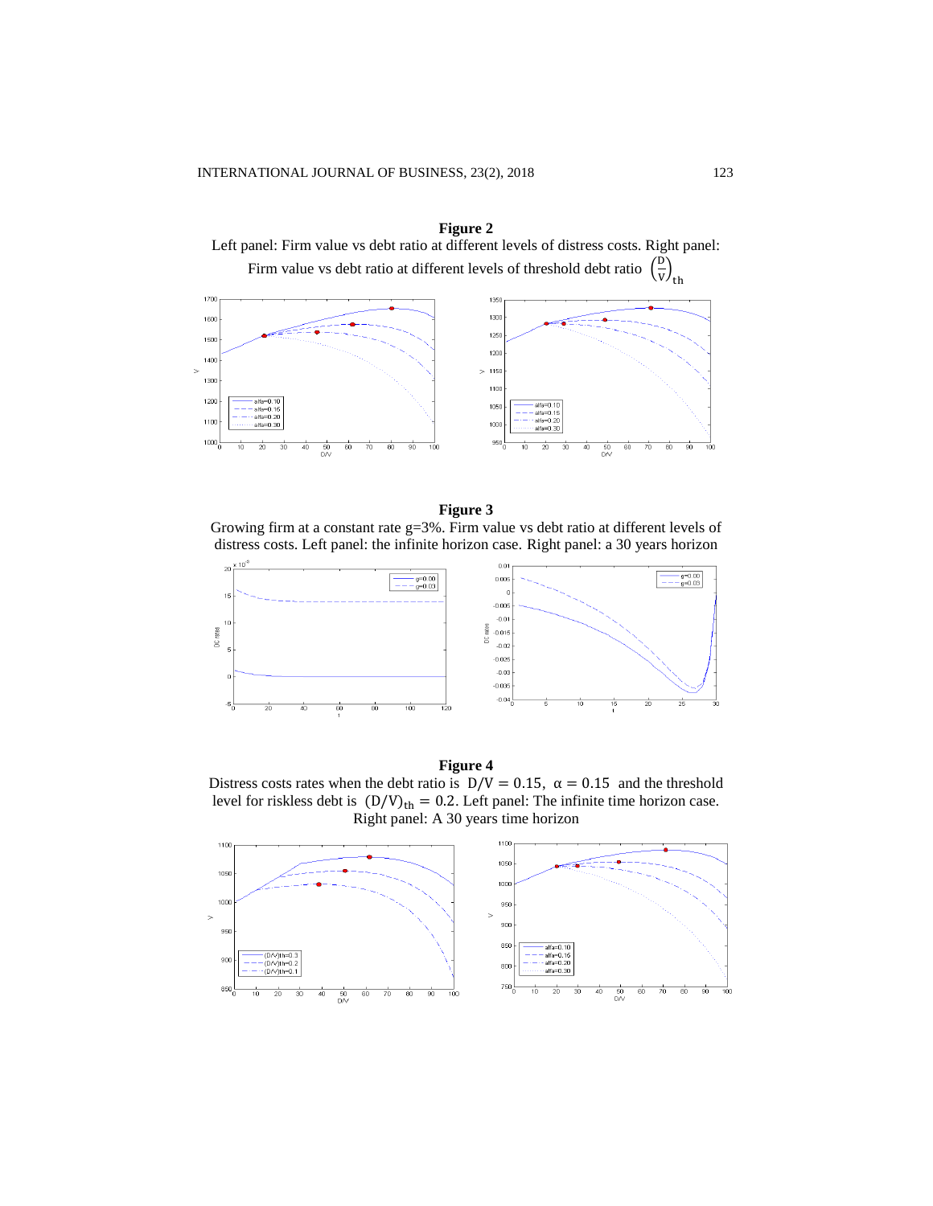**Figure 2**

Left panel: Firm value vs debt ratio at different levels of distress costs. Right panel: Firm value vs debt ratio at different levels of threshold debt ratio $\left(\frac{D}{V}\right)_{th}$

**Figure 3**

Growing firm at a constant rate g=3%. Firm value vs debt ratio at different levels of distress costs. Left panel: the infinite horizon case. Right panel: a 30 years horizon

**Figure 4**

Distress costs rates when the debt ratio is $D/V = 0.15$, $\alpha = 0.15$ and the threshold level for riskless debt is $(D/V)_{th} = 0.2$. Left panel: The infinite time horizon case. Right panel: A 30 years time horizon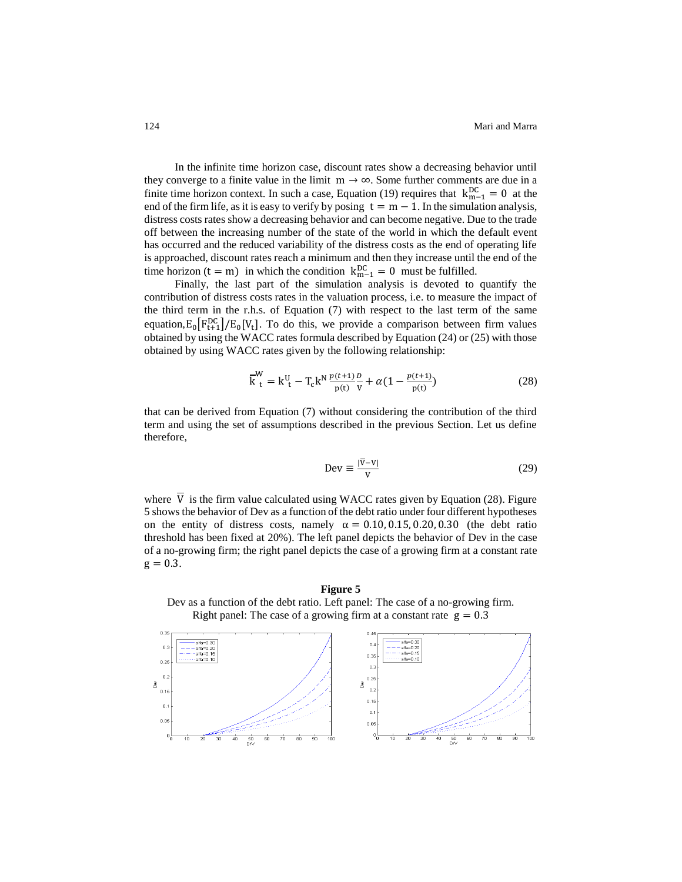In the infinite time horizon case, discount rates show a decreasing behavior until they converge to a finite value in the limit $m \to \infty$. Some further comments are due in a finite time horizon context. In such a case, Equation (19) requires that $k^{DC}_{m-1} = 0$ at the end of the firm life, as it is easy to verify by posing $t = m - 1$. In the simulation analysis, distress costs rates show a decreasing behavior and can become negative. Due to the trade off between the increasing number of the state of the world in which the default event has occurred and the reduced variability of the distress costs as the end of operating life is approached, discount rates reach a minimum and then they increase until the end of the time horizon ($t = m$) in which the condition $k^{DC}_{m-1} = 0$ must be fulfilled.

Finally, the last part of the simulation analysis is devoted to quantify the contribution of distress costs rates in the valuation process, i.e. to measure the impact of the third term in the r.h.s. of Equation (7) with respect to the last term of the same equation, $E_0\left[F^{DC}_{t+1}\right]/E_0[V_t]$. To do this, we provide a comparison between firm values obtained by using the WACC rates formula described by Equation (24) or (25) with those obtained by using WACC rates given by the following relationship:

$$\overline{k}^{W}_{t} = k^{U}_{t} - T_c k^{N} \frac{p(t+1)}{p(t)} \frac{D}{V} + \alpha\left(1 - \frac{p(t+1)}{p(t)}\right) \tag{28}$$

that can be derived from Equation (7) without considering the contribution of the third term and using the set of assumptions described in the previous Section. Let us define therefore,

$$\text{Dev} \equiv \frac{|\overline{V} - V|}{V} \tag{29}$$

where $\overline{V}$ is the firm value calculated using WACC rates given by Equation (28). Figure 5 shows the behavior of Dev as a function of the debt ratio under four different hypotheses on the entity of distress costs, namely $\alpha = 0.10, 0.15, 0.20, 0.30$ (the debt ratio threshold has been fixed at 20%). The left panel depicts the behavior of Dev in the case of a no-growing firm; the right panel depicts the case of a growing firm at a constant rate $g = 0.3$.

**Figure 5**

Dev as a function of the debt ratio. Left panel: The case of a no-growing firm. Right panel: The case of a growing firm at a constant rate $g = 0.3$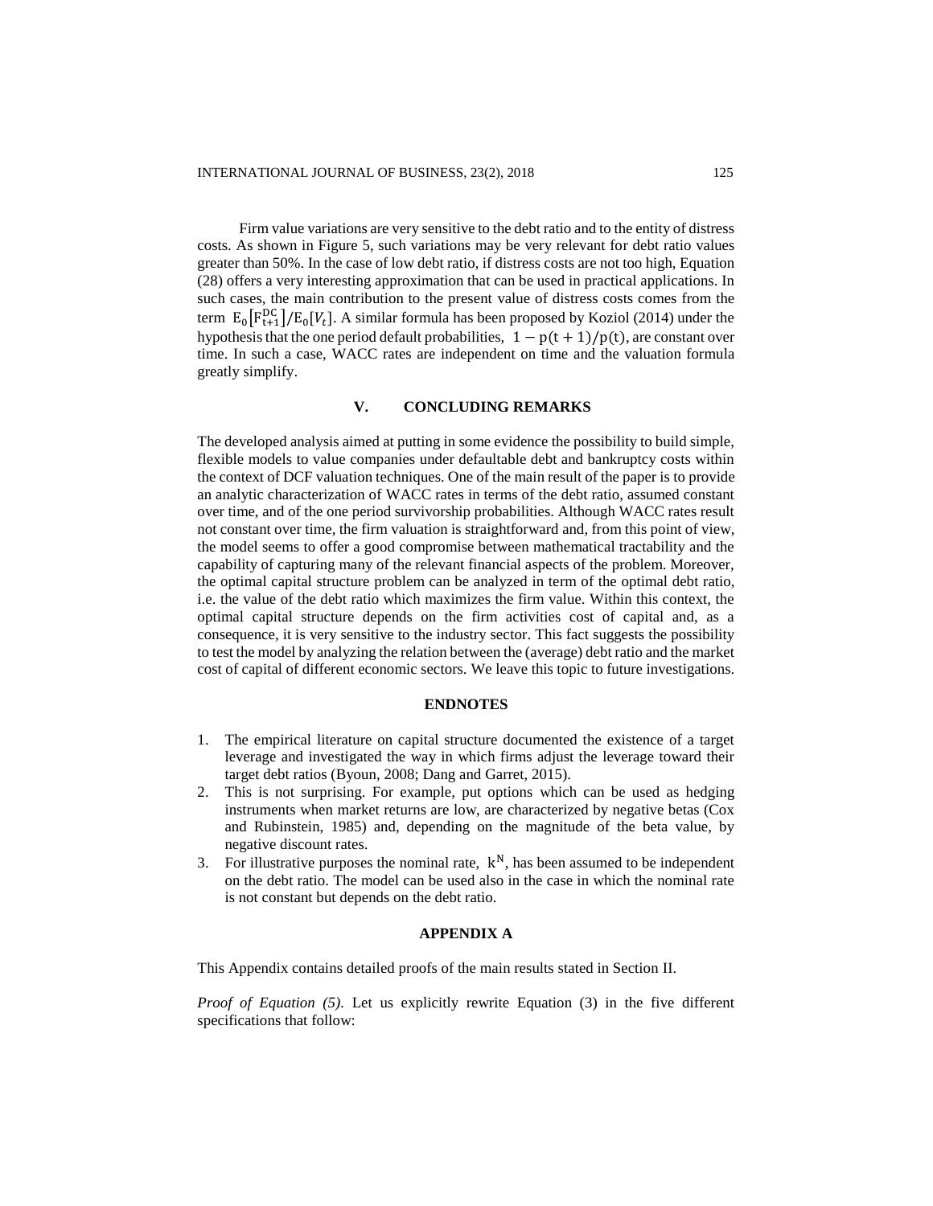Firm value variations are very sensitive to the debt ratio and to the entity of distress costs. As shown in Figure 5, such variations may be very relevant for debt ratio values greater than 50%. In the case of low debt ratio, if distress costs are not too high, Equation (28) offers a very interesting approximation that can be used in practical applications. In such cases, the main contribution to the present value of distress costs comes from the term $E_0[F_{t+1}^{DC}]/E_0[V_t]$. A similar formula has been proposed by Koziol (2014) under the hypothesis that the one period default probabilities, $1 - p(t+1)/p(t)$, are constant over time. In such a case, WACC rates are independent on time and the valuation formula greatly simplify.

## V. CONCLUDING REMARKS

The developed analysis aimed at putting in some evidence the possibility to build simple, flexible models to value companies under defaultable debt and bankruptcy costs within the context of DCF valuation techniques. One of the main result of the paper is to provide an analytic characterization of WACC rates in terms of the debt ratio, assumed constant over time, and of the one period survivorship probabilities. Although WACC rates result not constant over time, the firm valuation is straightforward and, from this point of view, the model seems to offer a good compromise between mathematical tractability and the capability of capturing many of the relevant financial aspects of the problem. Moreover, the optimal capital structure problem can be analyzed in term of the optimal debt ratio, i.e. the value of the debt ratio which maximizes the firm value. Within this context, the optimal capital structure depends on the firm activities cost of capital and, as a consequence, it is very sensitive to the industry sector. This fact suggests the possibility to test the model by analyzing the relation between the (average) debt ratio and the market cost of capital of different economic sectors. We leave this topic to future investigations.

## ENDNOTES

1. The empirical literature on capital structure documented the existence of a target leverage and investigated the way in which firms adjust the leverage toward their target debt ratios (Byoun, 2008; Dang and Garret, 2015).
2. This is not surprising. For example, put options which can be used as hedging instruments when market returns are low, are characterized by negative betas (Cox and Rubinstein, 1985) and, depending on the magnitude of the beta value, by negative discount rates.
3. For illustrative purposes the nominal rate, $k^N$, has been assumed to be independent on the debt ratio. The model can be used also in the case in which the nominal rate is not constant but depends on the debt ratio.

## APPENDIX A

This Appendix contains detailed proofs of the main results stated in Section II.

*Proof of Equation (5).* Let us explicitly rewrite Equation (3) in the five different specifications that follow: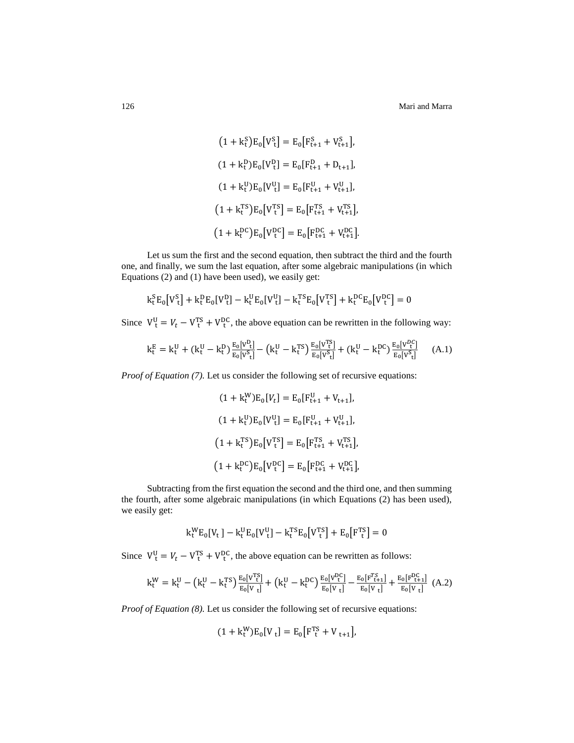$$\left(1+k_t^S\right)E_0\left[V_t^S\right]=E_0\left[F_{t+1}^S+V_{t+1}^S\right],$$

$$(1+k_t^D)E_0[V_t^D]=E_0[F_{t+1}^D+D_{t+1}],$$

$$(1+k_t^U)E_0[V_t^U]=E_0[F_{t+1}^U+V_{t+1}^U],$$

$$\left(1+k_t^{TS}\right)E_0\left[V_t^{TS}\right]=E_0\left[F_{t+1}^{TS}+V_{t+1}^{TS}\right],$$

$$\left(1+k_t^{DC}\right)E_0\left[V_t^{DC}\right]=E_0\left[F_{t+1}^{DC}+V_{t+1}^{DC}\right].$$

Let us sum the first and the second equation, then subtract the third and the fourth one, and finally, we sum the last equation, after some algebraic manipulations (in which Equations (2) and (1) have been used), we easily get:

$$k_t^S E_0\left[V_t^S\right]+k_t^D E_0[V_t^D]-k_t^U E_0[V_t^U]-k_t^{TS}E_0\left[V_t^{TS}\right]+k_t^{DC}E_0\left[V_t^{DC}\right]=0$$

Since $V_t^U=V_t-V_t^{TS}+V_t^{DC}$, the above equation can be rewritten in the following way:

$$k_t^E=k_t^U+(k_t^U-k_t^D)\frac{E_0[V_t^D]}{E_0[V_t^S]}-\left(k_t^U-k_t^{TS}\right)\frac{E_0[V_t^{TS}]}{E_0[V_t^S]}+(k_t^U-k_t^{DC})\frac{E_0[V_t^{DC}]}{E_0[V_t^S]}\qquad\text{(A.1)}$$

*Proof of Equation (7).* Let us consider the following set of recursive equations:

$$(1+k_t^W)E_0[V_t]=E_0[F_{t+1}^U+V_{t+1}],$$

$$(1+k_t^U)E_0[V_t^U]=E_0[F_{t+1}^U+V_{t+1}^U],$$

$$\left(1+k_t^{TS}\right)E_0\left[V_t^{TS}\right]=E_0\left[F_{t+1}^{TS}+V_{t+1}^{TS}\right],$$

$$\left(1+k_t^{DC}\right)E_0\left[V_t^{DC}\right]=E_0\left[F_{t+1}^{DC}+V_{t+1}^{DC}\right],$$

Subtracting from the first equation the second and the third one, and then summing the fourth, after some algebraic manipulations (in which Equations (2) has been used), we easily get:

$$k_t^W E_0[V_t]-k_t^U E_0[V_t^U]-k_t^{TS}E_0\left[V_t^{TS}\right]+E_0\left[F_t^{TS}\right]=0$$

Since $V_t^U=V_t-V_t^{TS}+V_t^{DC}$, the above equation can be rewritten as follows:

$$k_t^W=k_t^U-\left(k_t^U-k_t^{TS}\right)\frac{E_0[V_t^{TS}]}{E_0[V_t]}+\left(k_t^U-k_t^{DC}\right)\frac{E_0[V_t^{DC}]}{E_0[V_t]}-\frac{E_0[F_{t+1}^{TS}]}{E_0[V_t]}+\frac{E_0[F_{t+1}^{DC}]}{E_0[V_t]}\quad\text{(A.2)}$$

*Proof of Equation (8).* Let us consider the following set of recursive equations:

$$(1+k_t^W)E_0[V_t]=E_0\left[F_t^{TS}+V_{t+1}\right],$$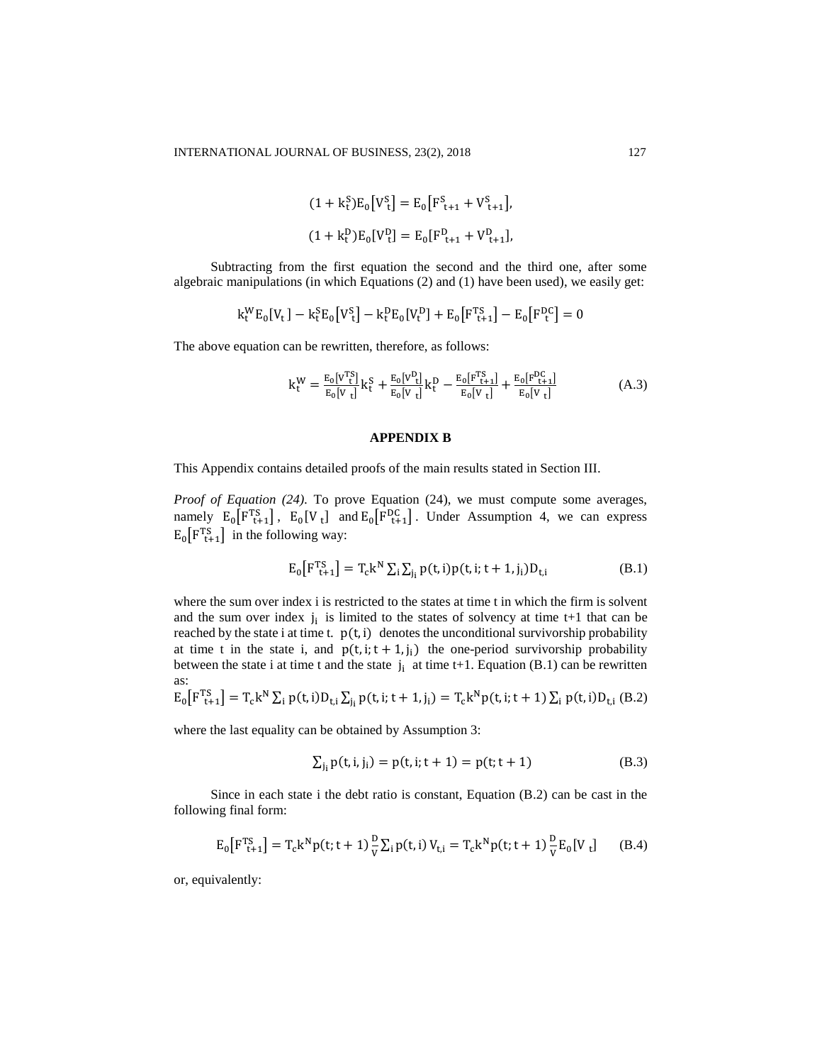$$(1 + k_t^S)E_0[V_t^S] = E_0[F^S{}_{t+1} + V^S{}_{t+1}],$$

$$(1 + k_t^D)E_0[V_t^D] = E_0[F^D{}_{t+1} + V^D{}_{t+1}],$$

Subtracting from the first equation the second and the third one, after some algebraic manipulations (in which Equations (2) and (1) have been used), we easily get:

$$k_t^W E_0[V_t] - k_t^S E_0[V_t^S] - k_t^D E_0[V_t^D] + E_0[F_{t+1}^{TS}] - E_0[F_t^{DC}] = 0$$

The above equation can be rewritten, therefore, as follows:

$$k_t^W = \frac{E_0[V^{TS}{}_t]}{E_0[V_t]} k_t^S + \frac{E_0[V^D{}_t]}{E_0[V_t]} k_t^D - \frac{E_0[F^{TS}{}_{t+1}]}{E_0[V_t]} + \frac{E_0[F^{DC}{}_{t+1}]}{E_0[V_t]} \tag{A.3}$$

## APPENDIX B

This Appendix contains detailed proofs of the main results stated in Section III.

*Proof of Equation (24).* To prove Equation (24), we must compute some averages, namely $E_0[F_{t+1}^{TS}]$, $E_0[V_t]$ and $E_0[F_{t+1}^{DC}]$. Under Assumption 4, we can express $E_0[F_{t+1}^{TS}]$ in the following way:

$$E_0[F_{t+1}^{TS}] = T_c k^N \sum_i \sum_{j_i} p(t,i) p(t,i;t+1,j_i) D_{t,i} \tag{B.1}$$

where the sum over index i is restricted to the states at time t in which the firm is solvent and the sum over index $j_i$ is limited to the states of solvency at time t+1 that can be reached by the state i at time t. $p(t,i)$ denotes the unconditional survivorship probability at time t in the state i, and $p(t,i;t+1,j_i)$ the one-period survivorship probability between the state i at time t and the state $j_i$ at time t+1. Equation (B.1) can be rewritten as:

$$E_0[F_{t+1}^{TS}] = T_c k^N \sum_i p(t,i) D_{t,i} \sum_{j_i} p(t,i;t+1,j_i) = T_c k^N p(t,i;t+1) \sum_i p(t,i) D_{t,i} \tag{B.2}$$

where the last equality can be obtained by Assumption 3:

$$\sum_{j_i} p(t,i,j_i) = p(t,i;t+1) = p(t;t+1) \tag{B.3}$$

Since in each state i the debt ratio is constant, Equation (B.2) can be cast in the following final form:

$$E_0[F_{t+1}^{TS}] = T_c k^N p(t;t+1) \frac{D}{V} \sum_i p(t,i) V_{t,i} = T_c k^N p(t;t+1) \frac{D}{V} E_0[V_t] \tag{B.4}$$

or, equivalently: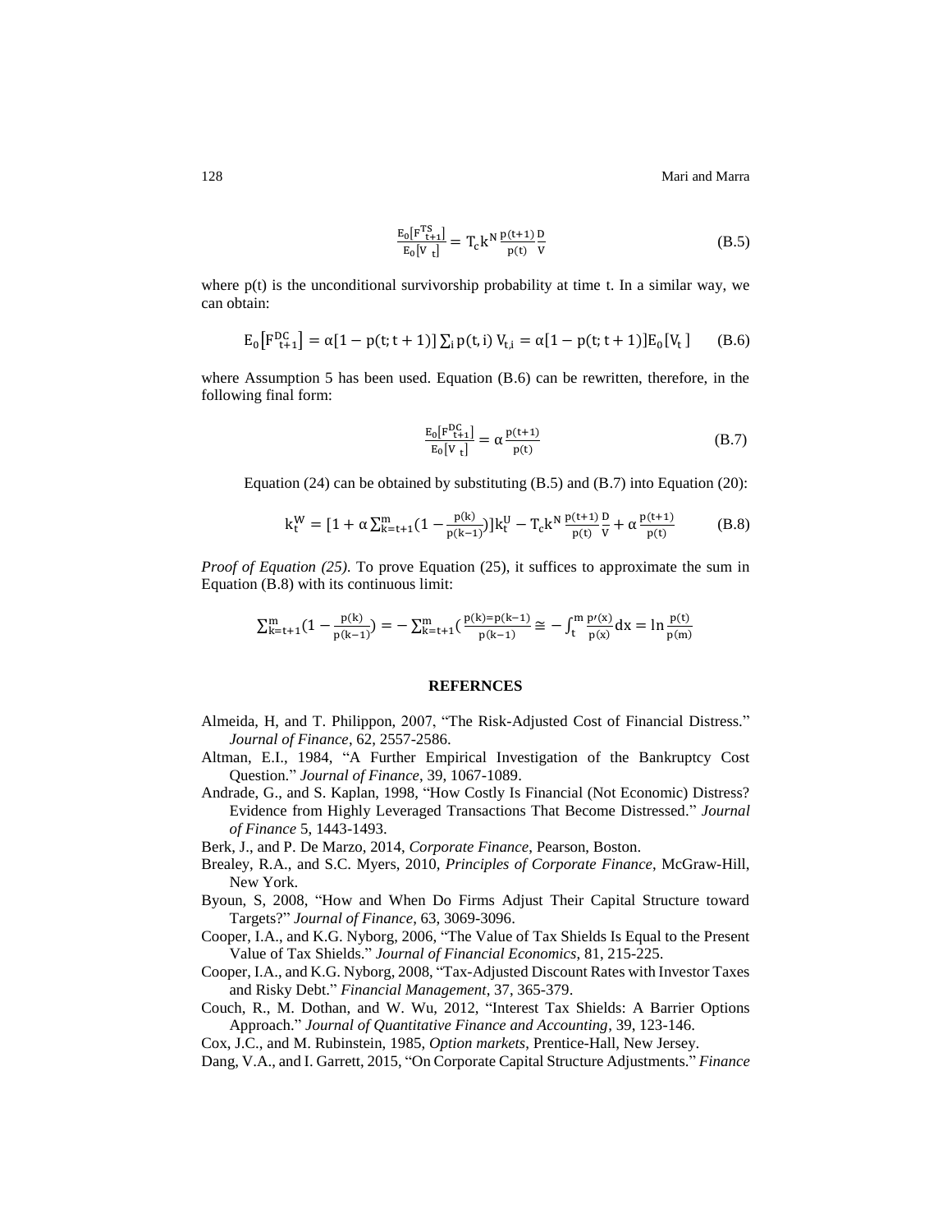$$\frac{E_0[F^{TS}_{t+1}]}{E_0[V_t]} = T_c k^N \frac{p(t+1)}{p(t)} \frac{D}{V} \tag{B.5}$$

where p(t) is the unconditional survivorship probability at time t. In a similar way, we can obtain:

$$E_0[F^{DC}_{t+1}] = \alpha[1 - p(t; t+1)] \sum_i p(t, i)\, V_{t,i} = \alpha[1 - p(t; t+1)] E_0[V_t] \tag{B.6}$$

where Assumption 5 has been used. Equation (B.6) can be rewritten, therefore, in the following final form:

$$\frac{E_0[F^{DC}_{t+1}]}{E_0[V_t]} = \alpha \frac{p(t+1)}{p(t)} \tag{B.7}$$

Equation (24) can be obtained by substituting (B.5) and (B.7) into Equation (20):

$$k^W_t = [1 + \alpha \sum_{k=t+1}^{m} (1 - \frac{p(k)}{p(k-1)})] k^U_t - T_c k^N \frac{p(t+1)}{p(t)} \frac{D}{V} + \alpha \frac{p(t+1)}{p(t)} \tag{B.8}$$

*Proof of Equation (25).* To prove Equation (25), it suffices to approximate the sum in Equation (B.8) with its continuous limit:

$$\sum_{k=t+1}^{m} (1 - \frac{p(k)}{p(k-1)}) = - \sum_{k=t+1}^{m} (\frac{p(k)=p(k-1)}{p(k-1)} \cong - \int_t^m \frac{p\prime(x)}{p(x)} dx = \ln \frac{p(t)}{p(m)}$$

## REFERNCES

Almeida, H, and T. Philippon, 2007, "The Risk-Adjusted Cost of Financial Distress." *Journal of Finance*, 62, 2557-2586.

Altman, E.I., 1984, "A Further Empirical Investigation of the Bankruptcy Cost Question." *Journal of Finance*, 39, 1067-1089.

Andrade, G., and S. Kaplan, 1998, "How Costly Is Financial (Not Economic) Distress? Evidence from Highly Leveraged Transactions That Become Distressed." *Journal of Finance* 5, 1443-1493.

Berk, J., and P. De Marzo, 2014, *Corporate Finance*, Pearson, Boston.

Brealey, R.A., and S.C. Myers, 2010, *Principles of Corporate Finance*, McGraw-Hill, New York.

Byoun, S, 2008, "How and When Do Firms Adjust Their Capital Structure toward Targets?" *Journal of Finance*, 63, 3069-3096.

Cooper, I.A., and K.G. Nyborg, 2006, "The Value of Tax Shields Is Equal to the Present Value of Tax Shields." *Journal of Financial Economics*, 81, 215-225.

Cooper, I.A., and K.G. Nyborg, 2008, "Tax-Adjusted Discount Rates with Investor Taxes and Risky Debt." *Financial Management*, 37, 365-379.

Couch, R., M. Dothan, and W. Wu, 2012, "Interest Tax Shields: A Barrier Options Approach." *Journal of Quantitative Finance and Accounting*, 39, 123-146.

Cox, J.C., and M. Rubinstein, 1985, *Option markets*, Prentice-Hall, New Jersey.

Dang, V.A., and I. Garrett, 2015, "On Corporate Capital Structure Adjustments." *Finance*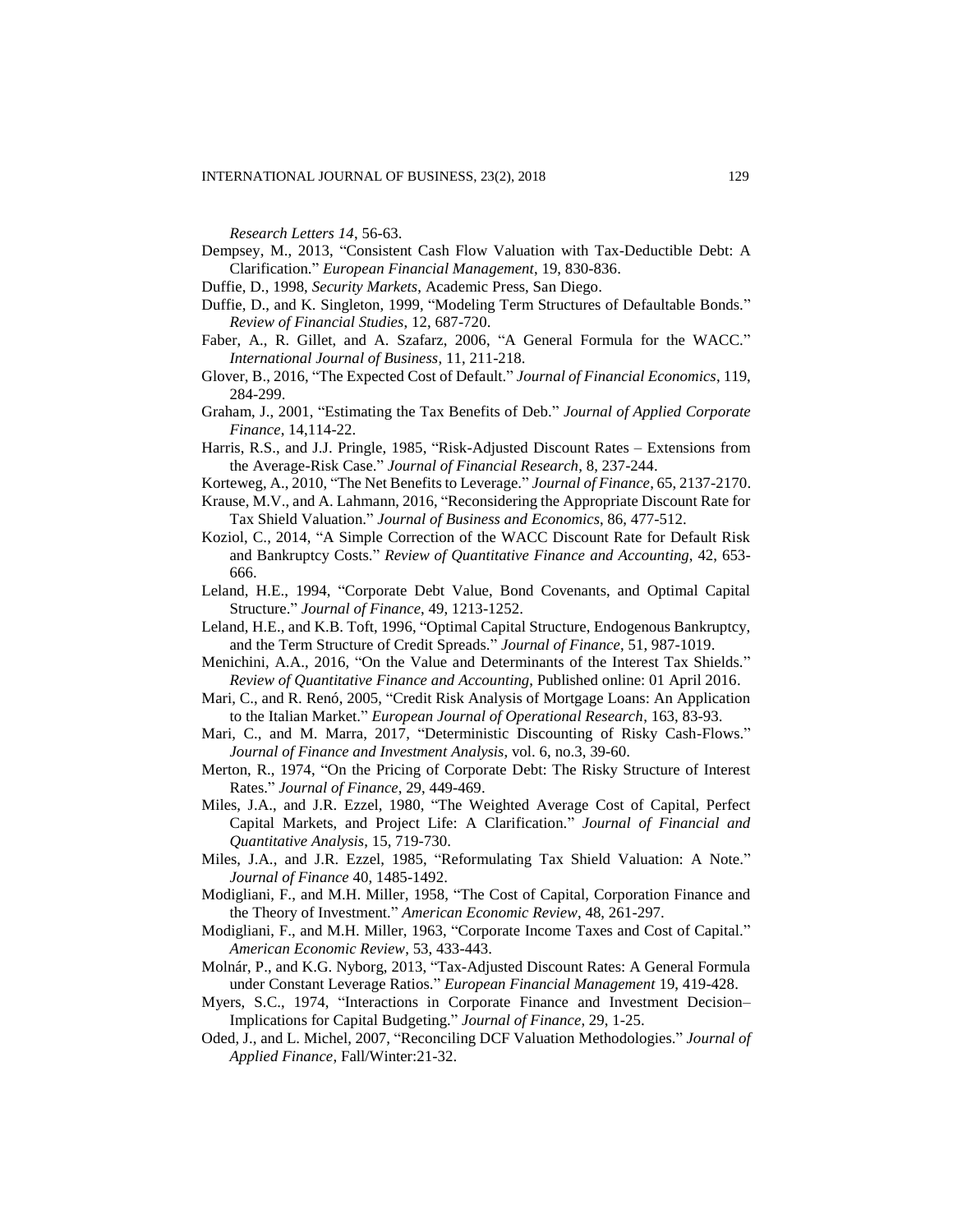*Research Letters 14*, 56-63.

Dempsey, M., 2013, "Consistent Cash Flow Valuation with Tax-Deductible Debt: A Clarification." *European Financial Management*, 19, 830-836.

Duffie, D., 1998, *Security Markets*, Academic Press, San Diego.

Duffie, D., and K. Singleton, 1999, "Modeling Term Structures of Defaultable Bonds." *Review of Financial Studies*, 12, 687-720.

Faber, A., R. Gillet, and A. Szafarz, 2006, "A General Formula for the WACC." *International Journal of Business*, 11, 211-218.

Glover, B., 2016, "The Expected Cost of Default." *Journal of Financial Economics*, 119, 284-299.

Graham, J., 2001, "Estimating the Tax Benefits of Deb." *Journal of Applied Corporate Finance*, 14,114-22.

Harris, R.S., and J.J. Pringle, 1985, "Risk-Adjusted Discount Rates – Extensions from the Average-Risk Case." *Journal of Financial Research*, 8, 237-244.

Korteweg, A., 2010, "The Net Benefits to Leverage." *Journal of Finance*, 65, 2137-2170.

Krause, M.V., and A. Lahmann, 2016, "Reconsidering the Appropriate Discount Rate for Tax Shield Valuation." *Journal of Business and Economics*, 86, 477-512.

Koziol, C., 2014, "A Simple Correction of the WACC Discount Rate for Default Risk and Bankruptcy Costs." *Review of Quantitative Finance and Accounting*, 42, 653-666.

Leland, H.E., 1994, "Corporate Debt Value, Bond Covenants, and Optimal Capital Structure." *Journal of Finance*, 49, 1213-1252.

Leland, H.E., and K.B. Toft, 1996, "Optimal Capital Structure, Endogenous Bankruptcy, and the Term Structure of Credit Spreads." *Journal of Finance*, 51, 987-1019.

Menichini, A.A., 2016, "On the Value and Determinants of the Interest Tax Shields." *Review of Quantitative Finance and Accounting*, Published online: 01 April 2016.

Mari, C., and R. Renó, 2005, "Credit Risk Analysis of Mortgage Loans: An Application to the Italian Market." *European Journal of Operational Research*, 163, 83-93.

Mari, C., and M. Marra, 2017, "Deterministic Discounting of Risky Cash-Flows." *Journal of Finance and Investment Analysis*, vol. 6, no.3, 39-60.

Merton, R., 1974, "On the Pricing of Corporate Debt: The Risky Structure of Interest Rates." *Journal of Finance*, 29, 449-469.

Miles, J.A., and J.R. Ezzel, 1980, "The Weighted Average Cost of Capital, Perfect Capital Markets, and Project Life: A Clarification." *Journal of Financial and Quantitative Analysis*, 15, 719-730.

Miles, J.A., and J.R. Ezzel, 1985, "Reformulating Tax Shield Valuation: A Note." *Journal of Finance* 40, 1485-1492.

Modigliani, F., and M.H. Miller, 1958, "The Cost of Capital, Corporation Finance and the Theory of Investment." *American Economic Review*, 48, 261-297.

Modigliani, F., and M.H. Miller, 1963, "Corporate Income Taxes and Cost of Capital." *American Economic Review*, 53, 433-443.

Molnár, P., and K.G. Nyborg, 2013, "Tax-Adjusted Discount Rates: A General Formula under Constant Leverage Ratios." *European Financial Management* 19, 419-428.

Myers, S.C., 1974, "Interactions in Corporate Finance and Investment Decision– Implications for Capital Budgeting." *Journal of Finance*, 29, 1-25.

Oded, J., and L. Michel, 2007, "Reconciling DCF Valuation Methodologies." *Journal of Applied Finance*, Fall/Winter:21-32.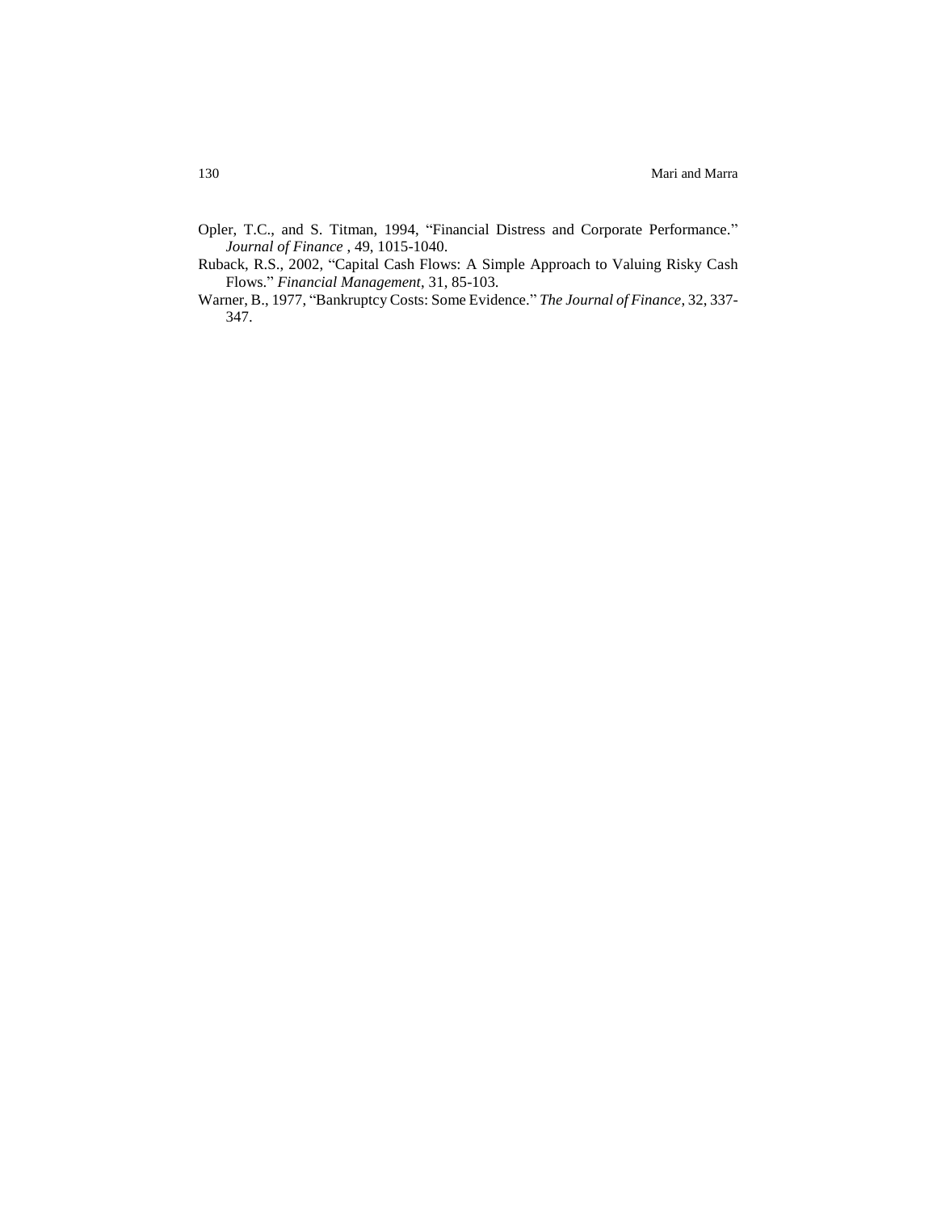Opler, T.C., and S. Titman, 1994, "Financial Distress and Corporate Performance." *Journal of Finance* , 49, 1015-1040.

Ruback, R.S., 2002, "Capital Cash Flows: A Simple Approach to Valuing Risky Cash Flows." *Financial Management*, 31, 85-103.

Warner, B., 1977, "Bankruptcy Costs: Some Evidence." *The Journal of Finance*, 32, 337-347.